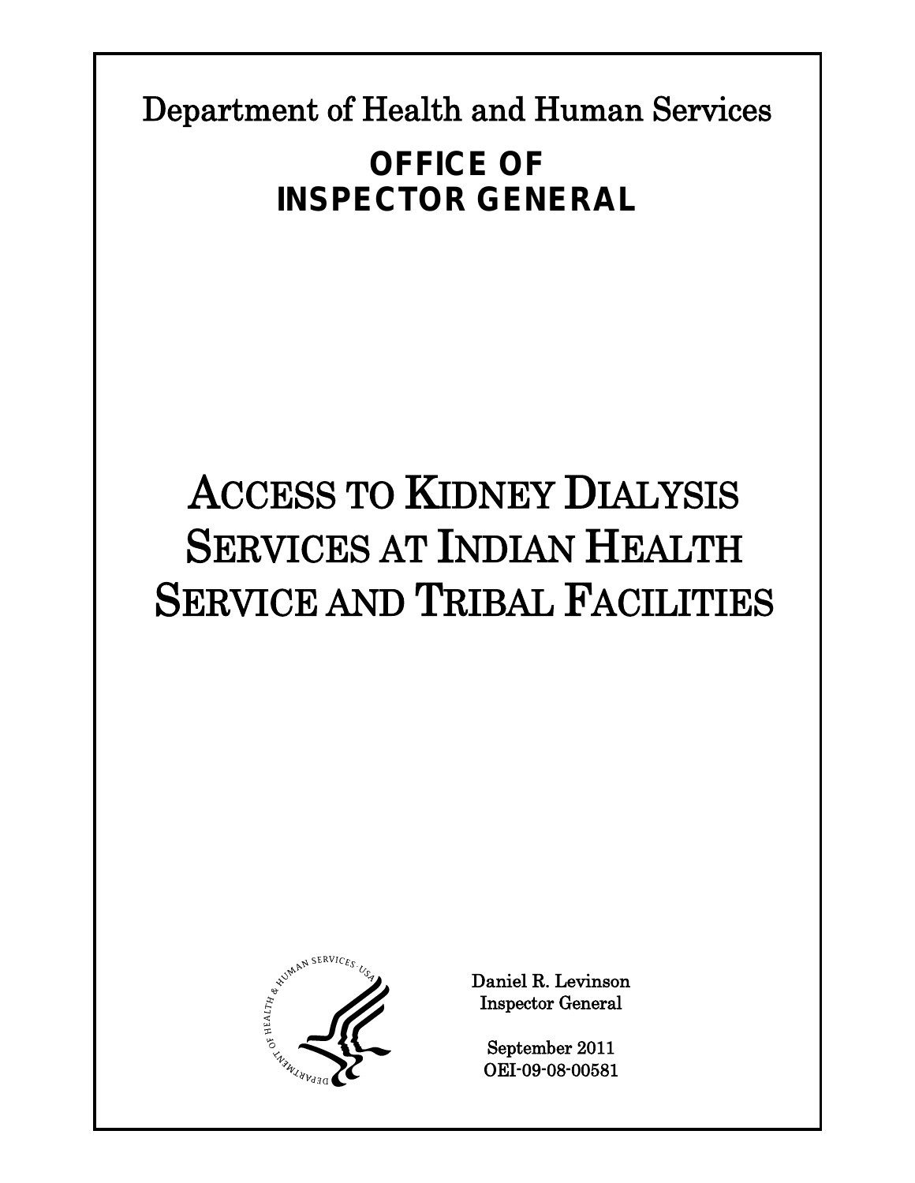Department of Health and Human Services

**OFFICE OF INSPECTOR GENERAL**

# ACCESS TO KIDNEY DIALYSIS SERVICES AT INDIAN HEALTH SERVICE AND TRIBAL FACILITIES

Daniel R. Levinson
Inspector General

September 2011
OEI-09-08-00581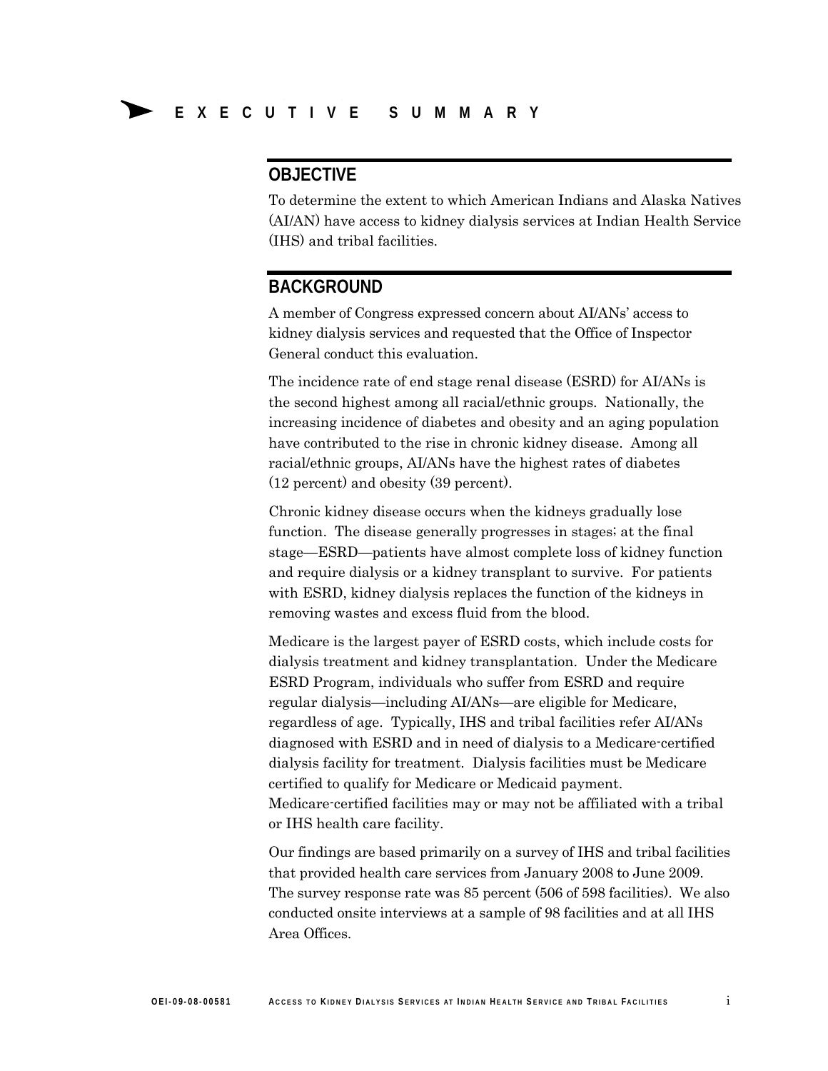# EXECUTIVE SUMMARY

## OBJECTIVE

To determine the extent to which American Indians and Alaska Natives (AI/AN) have access to kidney dialysis services at Indian Health Service (IHS) and tribal facilities.

## BACKGROUND

A member of Congress expressed concern about AI/ANs' access to kidney dialysis services and requested that the Office of Inspector General conduct this evaluation.

The incidence rate of end stage renal disease (ESRD) for AI/ANs is the second highest among all racial/ethnic groups. Nationally, the increasing incidence of diabetes and obesity and an aging population have contributed to the rise in chronic kidney disease. Among all racial/ethnic groups, AI/ANs have the highest rates of diabetes (12 percent) and obesity (39 percent).

Chronic kidney disease occurs when the kidneys gradually lose function. The disease generally progresses in stages; at the final stage—ESRD—patients have almost complete loss of kidney function and require dialysis or a kidney transplant to survive. For patients with ESRD, kidney dialysis replaces the function of the kidneys in removing wastes and excess fluid from the blood.

Medicare is the largest payer of ESRD costs, which include costs for dialysis treatment and kidney transplantation. Under the Medicare ESRD Program, individuals who suffer from ESRD and require regular dialysis—including AI/ANs—are eligible for Medicare, regardless of age. Typically, IHS and tribal facilities refer AI/ANs diagnosed with ESRD and in need of dialysis to a Medicare-certified dialysis facility for treatment. Dialysis facilities must be Medicare certified to qualify for Medicare or Medicaid payment. Medicare-certified facilities may or may not be affiliated with a tribal or IHS health care facility.

Our findings are based primarily on a survey of IHS and tribal facilities that provided health care services from January 2008 to June 2009. The survey response rate was 85 percent (506 of 598 facilities). We also conducted onsite interviews at a sample of 98 facilities and at all IHS Area Offices.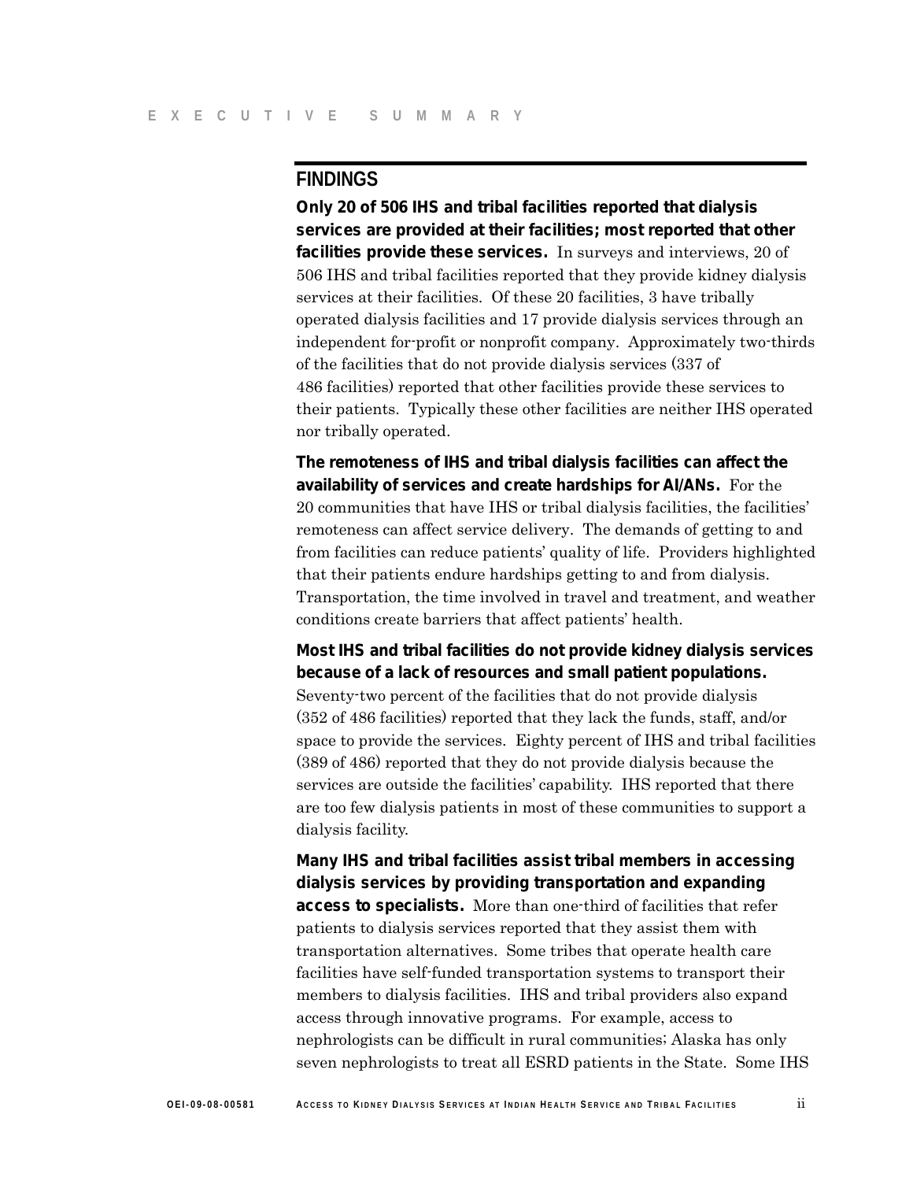## FINDINGS

**Only 20 of 506 IHS and tribal facilities reported that dialysis services are provided at their facilities; most reported that other facilities provide these services.** In surveys and interviews, 20 of 506 IHS and tribal facilities reported that they provide kidney dialysis services at their facilities. Of these 20 facilities, 3 have tribally operated dialysis facilities and 17 provide dialysis services through an independent for-profit or nonprofit company. Approximately two-thirds of the facilities that do not provide dialysis services (337 of 486 facilities) reported that other facilities provide these services to their patients. Typically these other facilities are neither IHS operated nor tribally operated.

**The remoteness of IHS and tribal dialysis facilities can affect the availability of services and create hardships for AI/ANs.** For the 20 communities that have IHS or tribal dialysis facilities, the facilities' remoteness can affect service delivery. The demands of getting to and from facilities can reduce patients' quality of life. Providers highlighted that their patients endure hardships getting to and from dialysis. Transportation, the time involved in travel and treatment, and weather conditions create barriers that affect patients' health.

**Most IHS and tribal facilities do not provide kidney dialysis services because of a lack of resources and small patient populations.** Seventy-two percent of the facilities that do not provide dialysis (352 of 486 facilities) reported that they lack the funds, staff, and/or space to provide the services. Eighty percent of IHS and tribal facilities (389 of 486) reported that they do not provide dialysis because the services are outside the facilities' capability. IHS reported that there are too few dialysis patients in most of these communities to support a dialysis facility.

**Many IHS and tribal facilities assist tribal members in accessing dialysis services by providing transportation and expanding access to specialists.** More than one-third of facilities that refer patients to dialysis services reported that they assist them with transportation alternatives. Some tribes that operate health care facilities have self-funded transportation systems to transport their members to dialysis facilities. IHS and tribal providers also expand access through innovative programs. For example, access to nephrologists can be difficult in rural communities; Alaska has only seven nephrologists to treat all ESRD patients in the State. Some IHS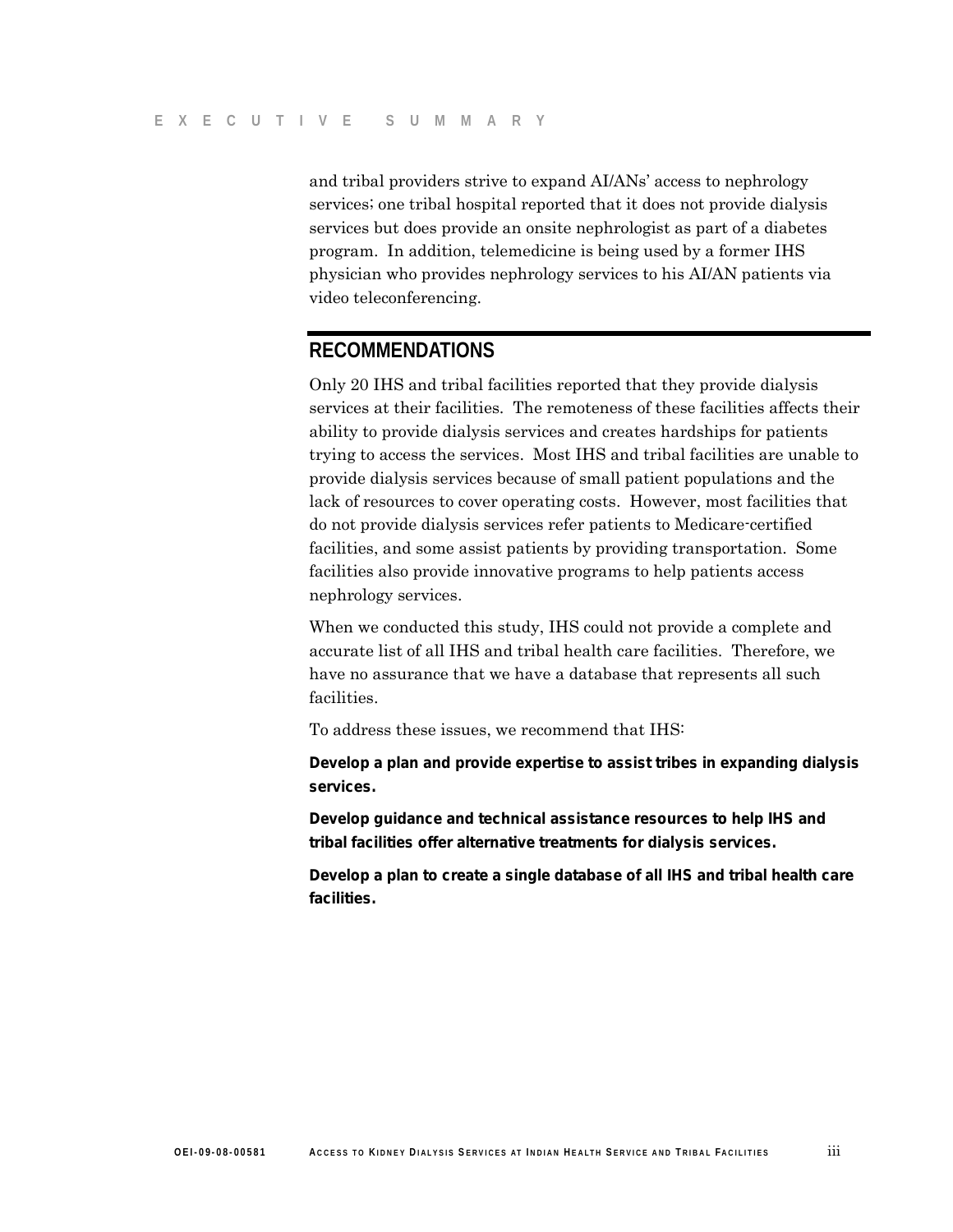and tribal providers strive to expand AI/ANs' access to nephrology services; one tribal hospital reported that it does not provide dialysis services but does provide an onsite nephrologist as part of a diabetes program. In addition, telemedicine is being used by a former IHS physician who provides nephrology services to his AI/AN patients via video teleconferencing.

## RECOMMENDATIONS

Only 20 IHS and tribal facilities reported that they provide dialysis services at their facilities. The remoteness of these facilities affects their ability to provide dialysis services and creates hardships for patients trying to access the services. Most IHS and tribal facilities are unable to provide dialysis services because of small patient populations and the lack of resources to cover operating costs. However, most facilities that do not provide dialysis services refer patients to Medicare-certified facilities, and some assist patients by providing transportation. Some facilities also provide innovative programs to help patients access nephrology services.

When we conducted this study, IHS could not provide a complete and accurate list of all IHS and tribal health care facilities. Therefore, we have no assurance that we have a database that represents all such facilities.

To address these issues, we recommend that IHS:

**Develop a plan and provide expertise to assist tribes in expanding dialysis services.**

**Develop guidance and technical assistance resources to help IHS and tribal facilities offer alternative treatments for dialysis services.**

**Develop a plan to create a single database of all IHS and tribal health care facilities.**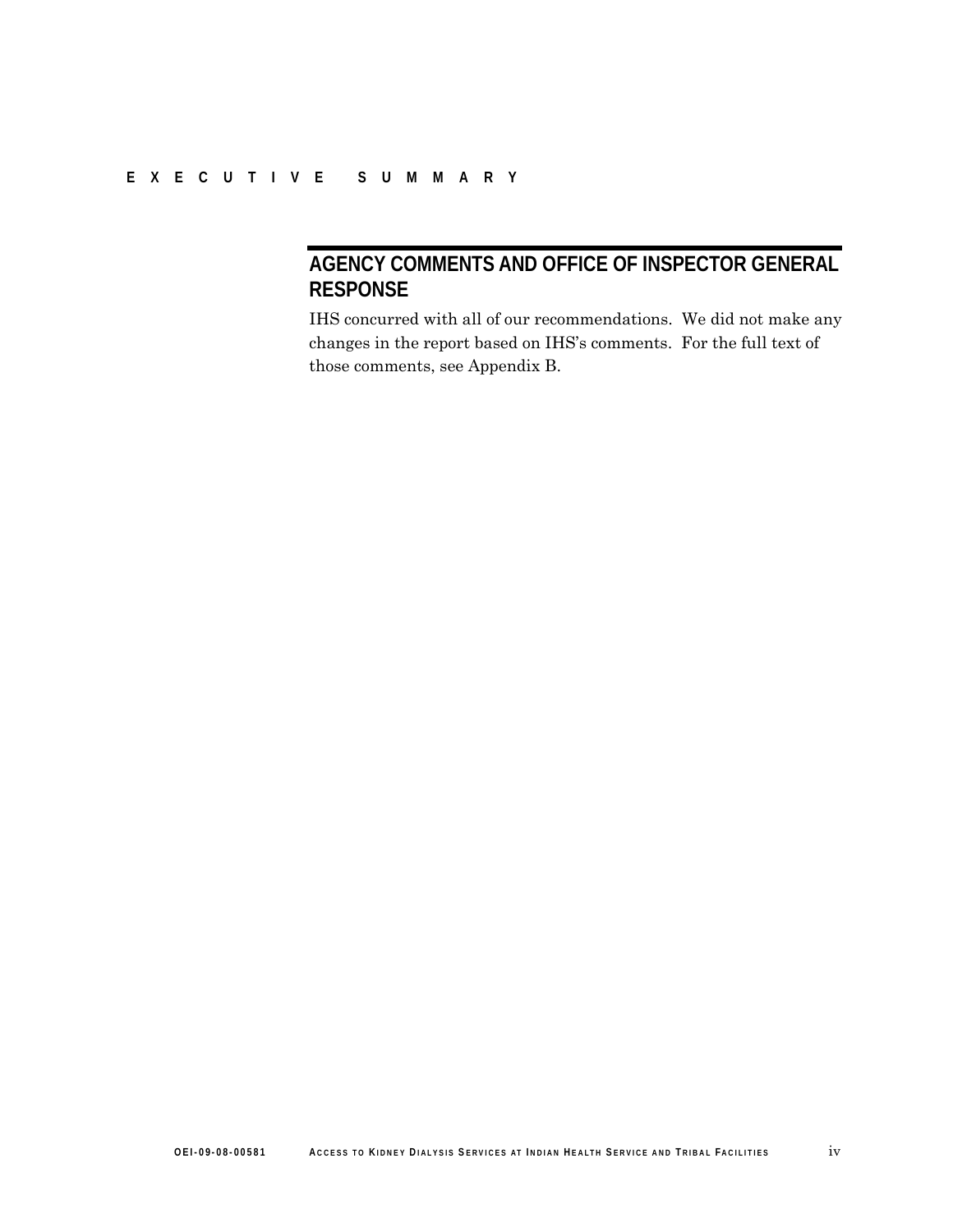## AGENCY COMMENTS AND OFFICE OF INSPECTOR GENERAL RESPONSE

IHS concurred with all of our recommendations. We did not make any changes in the report based on IHS's comments. For the full text of those comments, see Appendix B.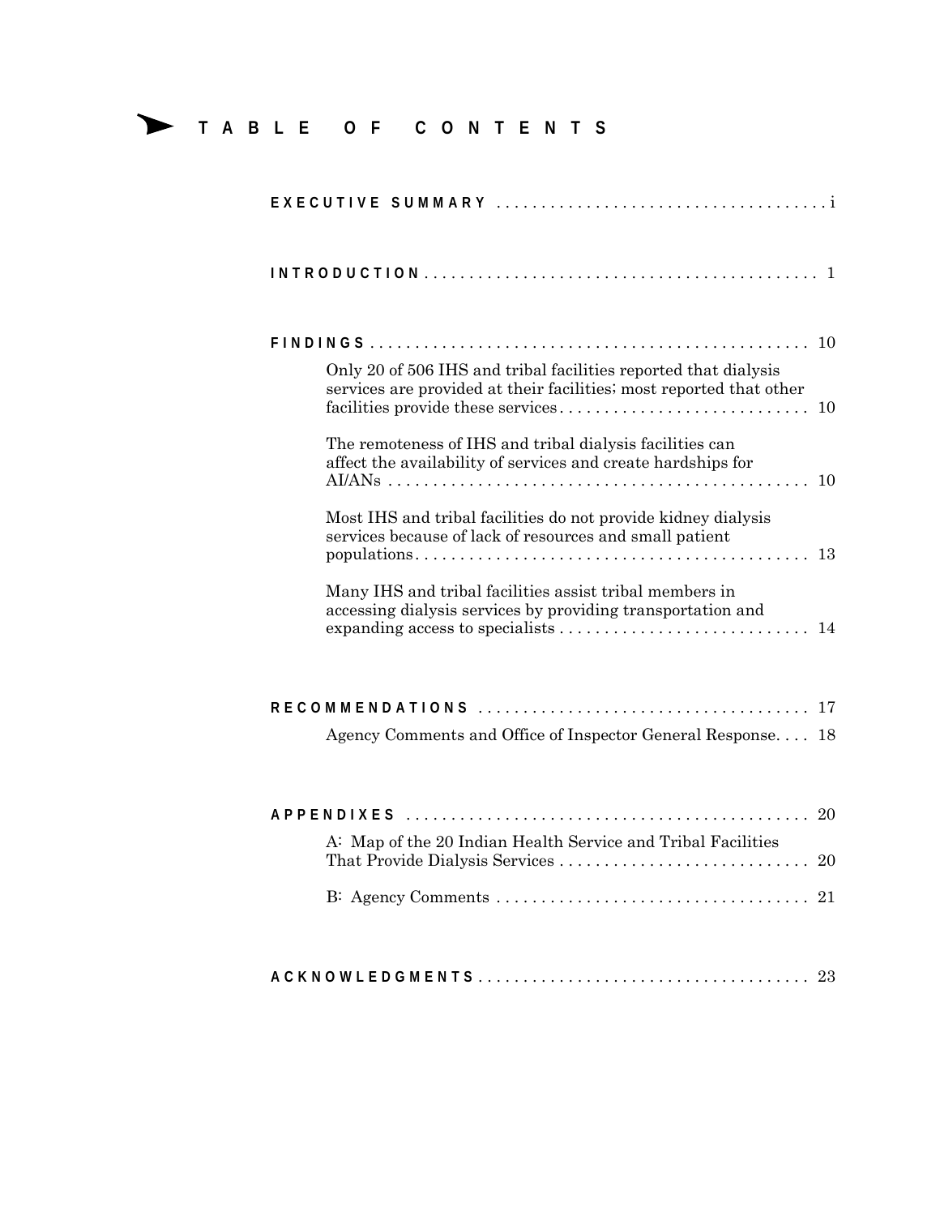# TABLE OF CONTENTS

**EXECUTIVE SUMMARY** . . . . . . . . . . . . . . . . . . . . . . . . . . . . . . . . . . . . . i

**INTRODUCTION** . . . . . . . . . . . . . . . . . . . . . . . . . . . . . . . . . . . . . . . . . . . 1

**FINDINGS** . . . . . . . . . . . . . . . . . . . . . . . . . . . . . . . . . . . . . . . . . . . . . . . 10

- Only 20 of 506 IHS and tribal facilities reported that dialysis services are provided at their facilities; most reported that other facilities provide these services . . . . . . . . . . . . . . . . . . . . . . . . . . . . 10
- The remoteness of IHS and tribal dialysis facilities can affect the availability of services and create hardships for AI/ANs . . . . . . . . . . . . . . . . . . . . . . . . . . . . . . . . . . . . . . . . . . . . . . 10
- Most IHS and tribal facilities do not provide kidney dialysis services because of lack of resources and small patient populations. . . . . . . . . . . . . . . . . . . . . . . . . . . . . . . . . . . . . . . . . . . . 13
- Many IHS and tribal facilities assist tribal members in accessing dialysis services by providing transportation and expanding access to specialists . . . . . . . . . . . . . . . . . . . . . . . . . . . . 14

**RECOMMENDATIONS** . . . . . . . . . . . . . . . . . . . . . . . . . . . . . . . . . . . . 17

- Agency Comments and Office of Inspector General Response. . . . 18

**APPENDIXES** . . . . . . . . . . . . . . . . . . . . . . . . . . . . . . . . . . . . . . . . . . . . 20

- A: Map of the 20 Indian Health Service and Tribal Facilities That Provide Dialysis Services . . . . . . . . . . . . . . . . . . . . . . . . . . . . 20
- B: Agency Comments . . . . . . . . . . . . . . . . . . . . . . . . . . . . . . . . . . 21

**ACKNOWLEDGMENTS** . . . . . . . . . . . . . . . . . . . . . . . . . . . . . . . . . . . . 23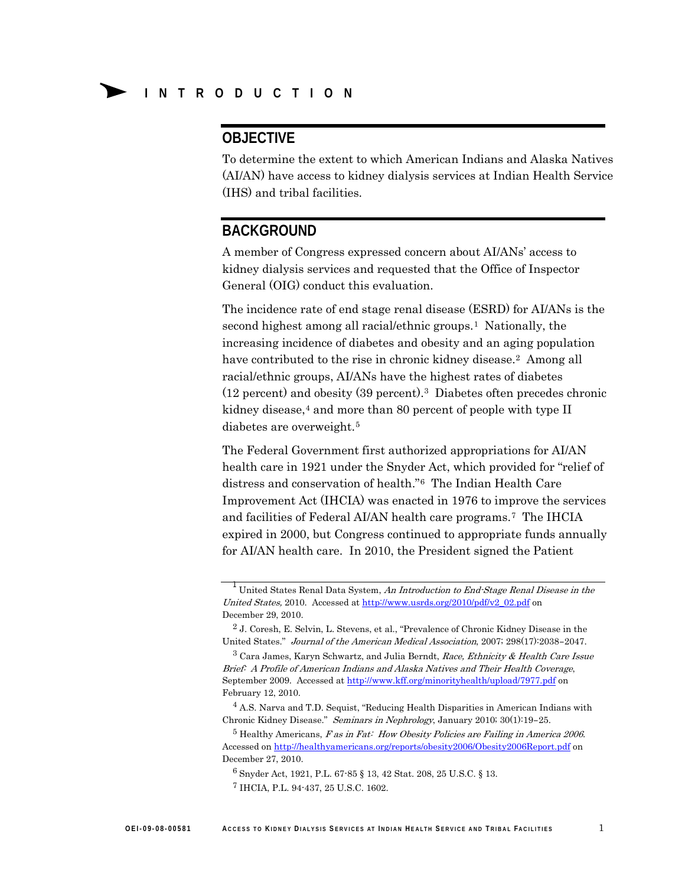# INTRODUCTION

## OBJECTIVE

To determine the extent to which American Indians and Alaska Natives (AI/AN) have access to kidney dialysis services at Indian Health Service (IHS) and tribal facilities.

## BACKGROUND

A member of Congress expressed concern about AI/ANs' access to kidney dialysis services and requested that the Office of Inspector General (OIG) conduct this evaluation.

The incidence rate of end stage renal disease (ESRD) for AI/ANs is the second highest among all racial/ethnic groups.[1] Nationally, the increasing incidence of diabetes and obesity and an aging population have contributed to the rise in chronic kidney disease.[2] Among all racial/ethnic groups, AI/ANs have the highest rates of diabetes (12 percent) and obesity (39 percent).[3] Diabetes often precedes chronic kidney disease,[4] and more than 80 percent of people with type II diabetes are overweight.[5]

The Federal Government first authorized appropriations for AI/AN health care in 1921 under the Snyder Act, which provided for "relief of distress and conservation of health."[6] The Indian Health Care Improvement Act (IHCIA) was enacted in 1976 to improve the services and facilities of Federal AI/AN health care programs.[7] The IHCIA expired in 2000, but Congress continued to appropriate funds annually for AI/AN health care. In 2010, the President signed the Patient

---

[1] United States Renal Data System, *An Introduction to End-Stage Renal Disease in the United States,* 2010. Accessed at http://www.usrds.org/2010/pdf/v2_02.pdf on December 29, 2010.

[2] J. Coresh, E. Selvin, L. Stevens, et al., "Prevalence of Chronic Kidney Disease in the United States." *Journal of the American Medical Association*, 2007; 298(17):2038–2047.

[3] Cara James, Karyn Schwartz, and Julia Berndt, *Race, Ethnicity & Health Care Issue Brief: A Profile of American Indians and Alaska Natives and Their Health Coverage*, September 2009. Accessed at http://www.kff.org/minorityhealth/upload/7977.pdf on February 12, 2010.

[4] A.S. Narva and T.D. Sequist, "Reducing Health Disparities in American Indians with Chronic Kidney Disease." *Seminars in Nephrology*, January 2010; 30(1):19–25.

[5] Healthy Americans, *F as in Fat: How Obesity Policies are Failing in America 2006.* Accessed on http://healthyamericans.org/reports/obesity2006/Obesity2006Report.pdf on December 27, 2010.

[6] Snyder Act, 1921, P.L. 67-85 § 13, 42 Stat. 208, 25 U.S.C. § 13.

[7] IHCIA, P.L. 94-437, 25 U.S.C. 1602.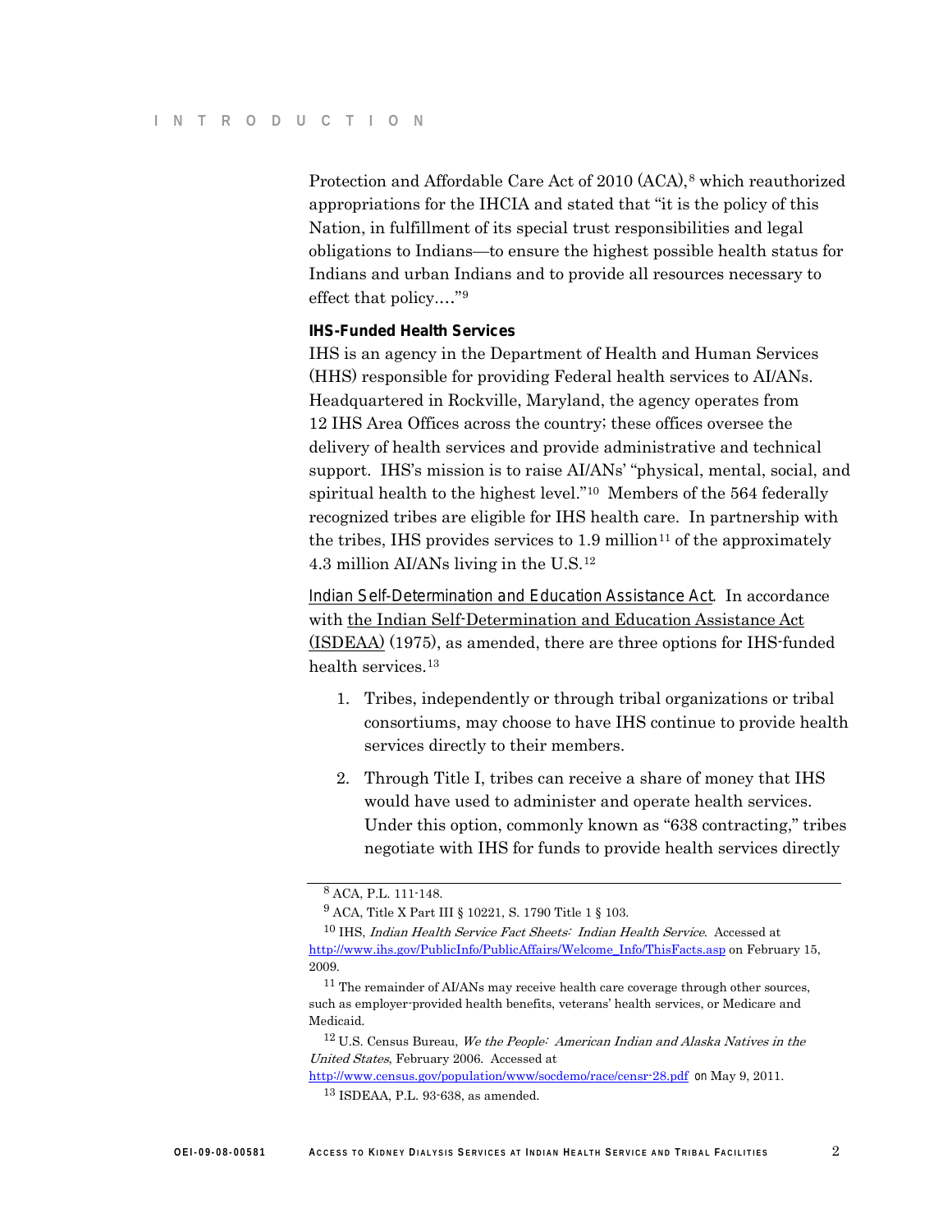Protection and Affordable Care Act of 2010 (ACA),[8] which reauthorized appropriations for the IHCIA and stated that "it is the policy of this Nation, in fulfillment of its special trust responsibilities and legal obligations to Indians—to ensure the highest possible health status for Indians and urban Indians and to provide all resources necessary to effect that policy…."[9]

### IHS-Funded Health Services

IHS is an agency in the Department of Health and Human Services (HHS) responsible for providing Federal health services to AI/ANs. Headquartered in Rockville, Maryland, the agency operates from 12 IHS Area Offices across the country; these offices oversee the delivery of health services and provide administrative and technical support. IHS's mission is to raise AI/ANs' "physical, mental, social, and spiritual health to the highest level."[10] Members of the 564 federally recognized tribes are eligible for IHS health care. In partnership with the tribes, IHS provides services to 1.9 million[11] of the approximately 4.3 million AI/ANs living in the U.S.[12]

Indian Self-Determination and Education Assistance Act. In accordance with the Indian Self-Determination and Education Assistance Act (ISDEAA) (1975), as amended, there are three options for IHS-funded health services.[13]

1. Tribes, independently or through tribal organizations or tribal consortiums, may choose to have IHS continue to provide health services directly to their members.

2. Through Title I, tribes can receive a share of money that IHS would have used to administer and operate health services. Under this option, commonly known as "638 contracting," tribes negotiate with IHS for funds to provide health services directly

---

[8] ACA, P.L. 111-148.

[9] ACA, Title X Part III § 10221, S. 1790 Title 1 § 103.

[10] IHS, *Indian Health Service Fact Sheets: Indian Health Service*. Accessed at http://www.ihs.gov/PublicInfo/PublicAffairs/Welcome_Info/ThisFacts.asp on February 15, 2009.

[11] The remainder of AI/ANs may receive health care coverage through other sources, such as employer-provided health benefits, veterans' health services, or Medicare and Medicaid.

[12] U.S. Census Bureau, *We the People: American Indian and Alaska Natives in the United States*, February 2006. Accessed at http://www.census.gov/population/www/socdemo/race/censr-28.pdf on May 9, 2011.

[13] ISDEAA, P.L. 93-638, as amended.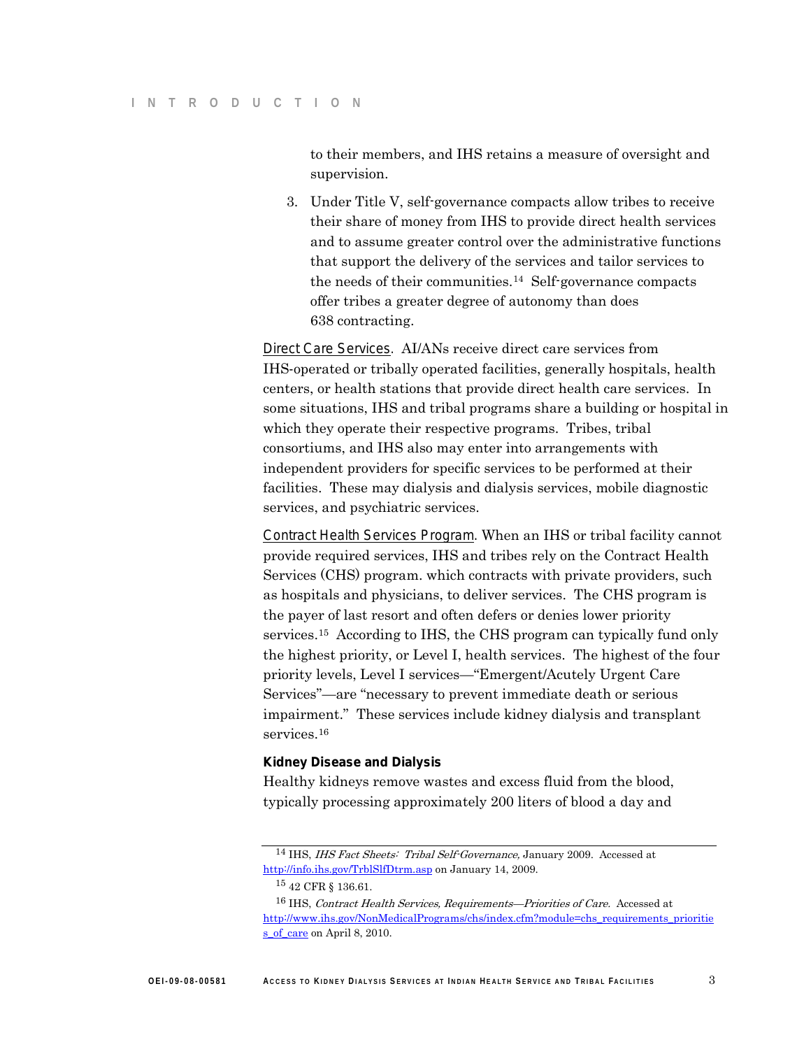to their members, and IHS retains a measure of oversight and supervision.

3. Under Title V, self-governance compacts allow tribes to receive their share of money from IHS to provide direct health services and to assume greater control over the administrative functions that support the delivery of the services and tailor services to the needs of their communities.[14] Self-governance compacts offer tribes a greater degree of autonomy than does 638 contracting.

Direct Care Services. AI/ANs receive direct care services from IHS-operated or tribally operated facilities, generally hospitals, health centers, or health stations that provide direct health care services. In some situations, IHS and tribal programs share a building or hospital in which they operate their respective programs. Tribes, tribal consortiums, and IHS also may enter into arrangements with independent providers for specific services to be performed at their facilities. These may dialysis and dialysis services, mobile diagnostic services, and psychiatric services.

Contract Health Services Program. When an IHS or tribal facility cannot provide required services, IHS and tribes rely on the Contract Health Services (CHS) program. which contracts with private providers, such as hospitals and physicians, to deliver services. The CHS program is the payer of last resort and often defers or denies lower priority services.[15] According to IHS, the CHS program can typically fund only the highest priority, or Level I, health services. The highest of the four priority levels, Level I services—"Emergent/Acutely Urgent Care Services"—are "necessary to prevent immediate death or serious impairment." These services include kidney dialysis and transplant services.[16]

**Kidney Disease and Dialysis**

Healthy kidneys remove wastes and excess fluid from the blood, typically processing approximately 200 liters of blood a day and

---

[14] IHS, *IHS Fact Sheets: Tribal Self-Governance*, January 2009. Accessed at http://info.ihs.gov/TrblSlfDtrm.asp on January 14, 2009.

[15] 42 CFR § 136.61.

[16] IHS, *Contract Health Services, Requirements—Priorities of Care.* Accessed at http://www.ihs.gov/NonMedicalPrograms/chs/index.cfm?module=chs_requirements_priorities_of_care on April 8, 2010.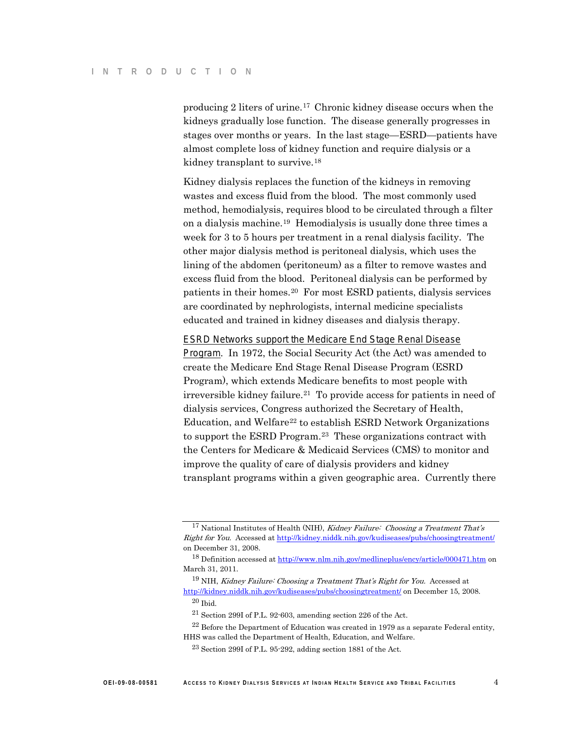producing 2 liters of urine.[17] Chronic kidney disease occurs when the kidneys gradually lose function. The disease generally progresses in stages over months or years. In the last stage—ESRD—patients have almost complete loss of kidney function and require dialysis or a kidney transplant to survive.[18]

Kidney dialysis replaces the function of the kidneys in removing wastes and excess fluid from the blood. The most commonly used method, hemodialysis, requires blood to be circulated through a filter on a dialysis machine.[19] Hemodialysis is usually done three times a week for 3 to 5 hours per treatment in a renal dialysis facility. The other major dialysis method is peritoneal dialysis, which uses the lining of the abdomen (peritoneum) as a filter to remove wastes and excess fluid from the blood. Peritoneal dialysis can be performed by patients in their homes.[20] For most ESRD patients, dialysis services are coordinated by nephrologists, internal medicine specialists educated and trained in kidney diseases and dialysis therapy.

ESRD Networks support the Medicare End Stage Renal Disease Program. In 1972, the Social Security Act (the Act) was amended to create the Medicare End Stage Renal Disease Program (ESRD Program), which extends Medicare benefits to most people with irreversible kidney failure.[21] To provide access for patients in need of dialysis services, Congress authorized the Secretary of Health, Education, and Welfare[22] to establish ESRD Network Organizations to support the ESRD Program.[23] These organizations contract with the Centers for Medicare & Medicaid Services (CMS) to monitor and improve the quality of care of dialysis providers and kidney transplant programs within a given geographic area. Currently there

---

[17] National Institutes of Health (NIH), *Kidney Failure: Choosing a Treatment That's Right for You.* Accessed at http://kidney.niddk.nih.gov/kudiseases/pubs/choosingtreatment/ on December 31, 2008.

[18] Definition accessed at http://www.nlm.nih.gov/medlineplus/ency/article/000471.htm on March 31, 2011.

[19] NIH, *Kidney Failure: Choosing a Treatment That's Right for You.* Accessed at http://kidney.niddk.nih.gov/kudiseases/pubs/choosingtreatment/ on December 15, 2008.

[20] Ibid.

[21] Section 299I of P.L. 92-603, amending section 226 of the Act.

[22] Before the Department of Education was created in 1979 as a separate Federal entity, HHS was called the Department of Health, Education, and Welfare.

[23] Section 299I of P.L. 95-292, adding section 1881 of the Act.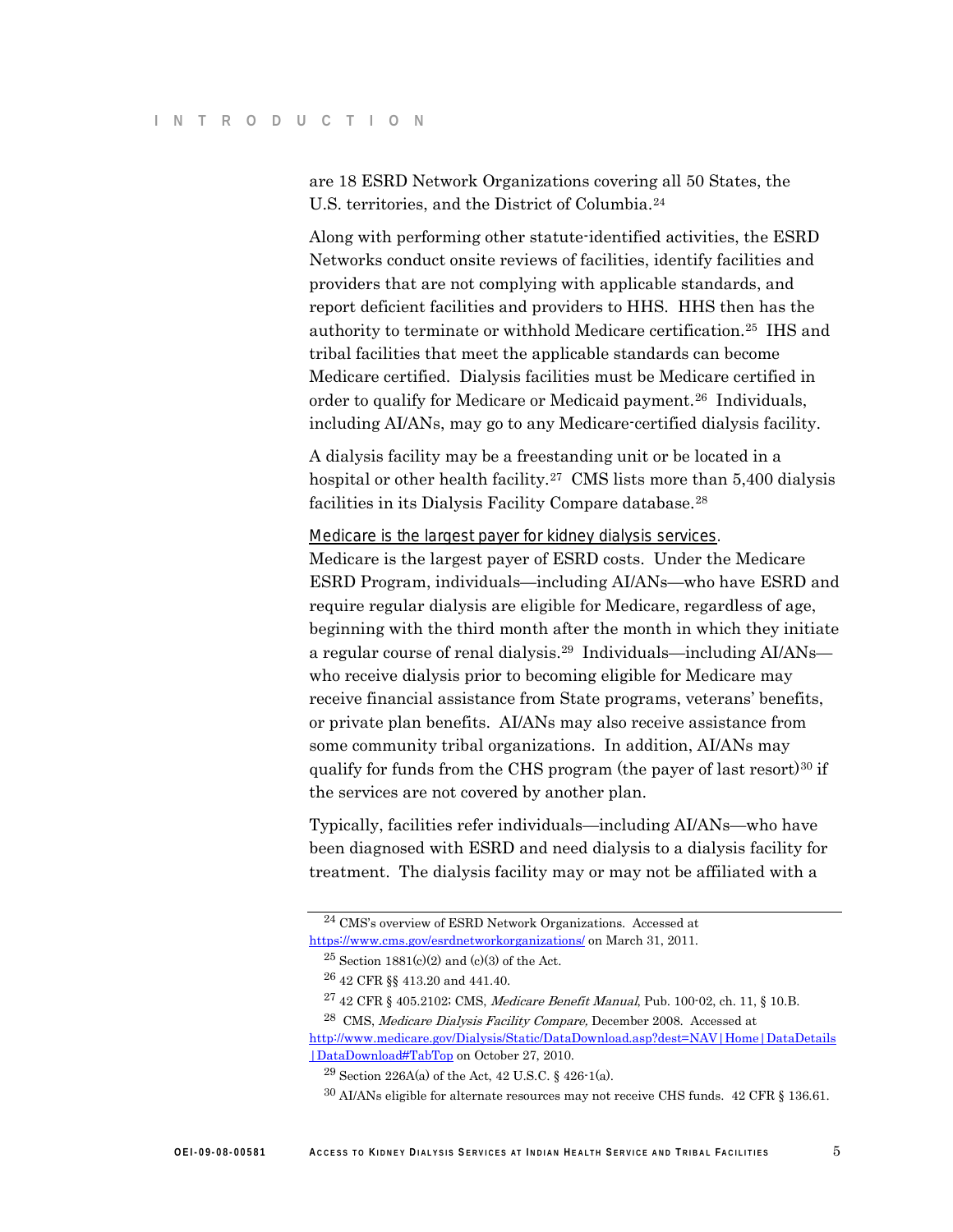are 18 ESRD Network Organizations covering all 50 States, the U.S. territories, and the District of Columbia.[24]

Along with performing other statute-identified activities, the ESRD Networks conduct onsite reviews of facilities, identify facilities and providers that are not complying with applicable standards, and report deficient facilities and providers to HHS. HHS then has the authority to terminate or withhold Medicare certification.[25] IHS and tribal facilities that meet the applicable standards can become Medicare certified. Dialysis facilities must be Medicare certified in order to qualify for Medicare or Medicaid payment.[26] Individuals, including AI/ANs, may go to any Medicare-certified dialysis facility.

A dialysis facility may be a freestanding unit or be located in a hospital or other health facility.[27] CMS lists more than 5,400 dialysis facilities in its Dialysis Facility Compare database.[28]

*Medicare is the largest payer for kidney dialysis services.* Medicare is the largest payer of ESRD costs. Under the Medicare ESRD Program, individuals—including AI/ANs—who have ESRD and require regular dialysis are eligible for Medicare, regardless of age, beginning with the third month after the month in which they initiate a regular course of renal dialysis.[29] Individuals—including AI/ANs—who receive dialysis prior to becoming eligible for Medicare may receive financial assistance from State programs, veterans' benefits, or private plan benefits. AI/ANs may also receive assistance from some community tribal organizations. In addition, AI/ANs may qualify for funds from the CHS program (the payer of last resort)[30] if the services are not covered by another plan.

Typically, facilities refer individuals—including AI/ANs—who have been diagnosed with ESRD and need dialysis to a dialysis facility for treatment. The dialysis facility may or may not be affiliated with a

---

[24] CMS's overview of ESRD Network Organizations. Accessed at https://www.cms.gov/esrdnetworkorganizations/ on March 31, 2011.

[25] Section 1881(c)(2) and (c)(3) of the Act.

[26] 42 CFR §§ 413.20 and 441.40.

[27] 42 CFR § 405.2102; CMS, *Medicare Benefit Manual*, Pub. 100-02, ch. 11, § 10.B.

[28] CMS, *Medicare Dialysis Facility Compare,* December 2008. Accessed at http://www.medicare.gov/Dialysis/Static/DataDownload.asp?dest=NAV|Home|DataDetails|DataDownload#TabTop on October 27, 2010.

[29] Section 226A(a) of the Act, 42 U.S.C. § 426-1(a).

[30] AI/ANs eligible for alternate resources may not receive CHS funds. 42 CFR § 136.61.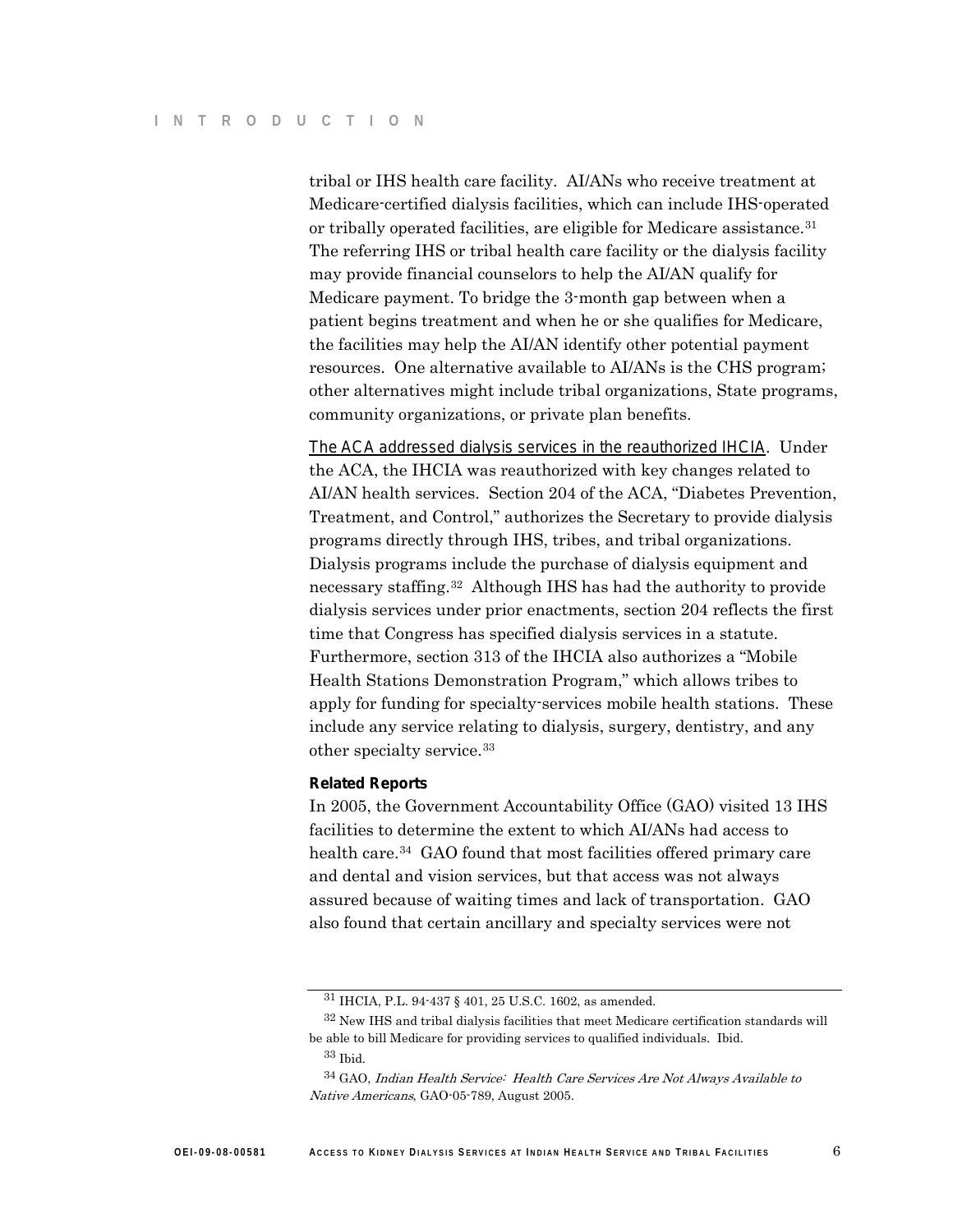tribal or IHS health care facility. AI/ANs who receive treatment at Medicare-certified dialysis facilities, which can include IHS-operated or tribally operated facilities, are eligible for Medicare assistance.[31] The referring IHS or tribal health care facility or the dialysis facility may provide financial counselors to help the AI/AN qualify for Medicare payment. To bridge the 3-month gap between when a patient begins treatment and when he or she qualifies for Medicare, the facilities may help the AI/AN identify other potential payment resources. One alternative available to AI/ANs is the CHS program; other alternatives might include tribal organizations, State programs, community organizations, or private plan benefits.

The ACA addressed dialysis services in the reauthorized IHCIA. Under the ACA, the IHCIA was reauthorized with key changes related to AI/AN health services. Section 204 of the ACA, "Diabetes Prevention, Treatment, and Control," authorizes the Secretary to provide dialysis programs directly through IHS, tribes, and tribal organizations. Dialysis programs include the purchase of dialysis equipment and necessary staffing.[32] Although IHS has had the authority to provide dialysis services under prior enactments, section 204 reflects the first time that Congress has specified dialysis services in a statute. Furthermore, section 313 of the IHCIA also authorizes a "Mobile Health Stations Demonstration Program," which allows tribes to apply for funding for specialty-services mobile health stations. These include any service relating to dialysis, surgery, dentistry, and any other specialty service.[33]

**Related Reports**

In 2005, the Government Accountability Office (GAO) visited 13 IHS facilities to determine the extent to which AI/ANs had access to health care.[34] GAO found that most facilities offered primary care and dental and vision services, but that access was not always assured because of waiting times and lack of transportation. GAO also found that certain ancillary and specialty services were not

---

[31] IHCIA, P.L. 94-437 § 401, 25 U.S.C. 1602, as amended.

[32] New IHS and tribal dialysis facilities that meet Medicare certification standards will be able to bill Medicare for providing services to qualified individuals. Ibid.

[33] Ibid.

[34] GAO, *Indian Health Service: Health Care Services Are Not Always Available to Native Americans*, GAO-05-789, August 2005.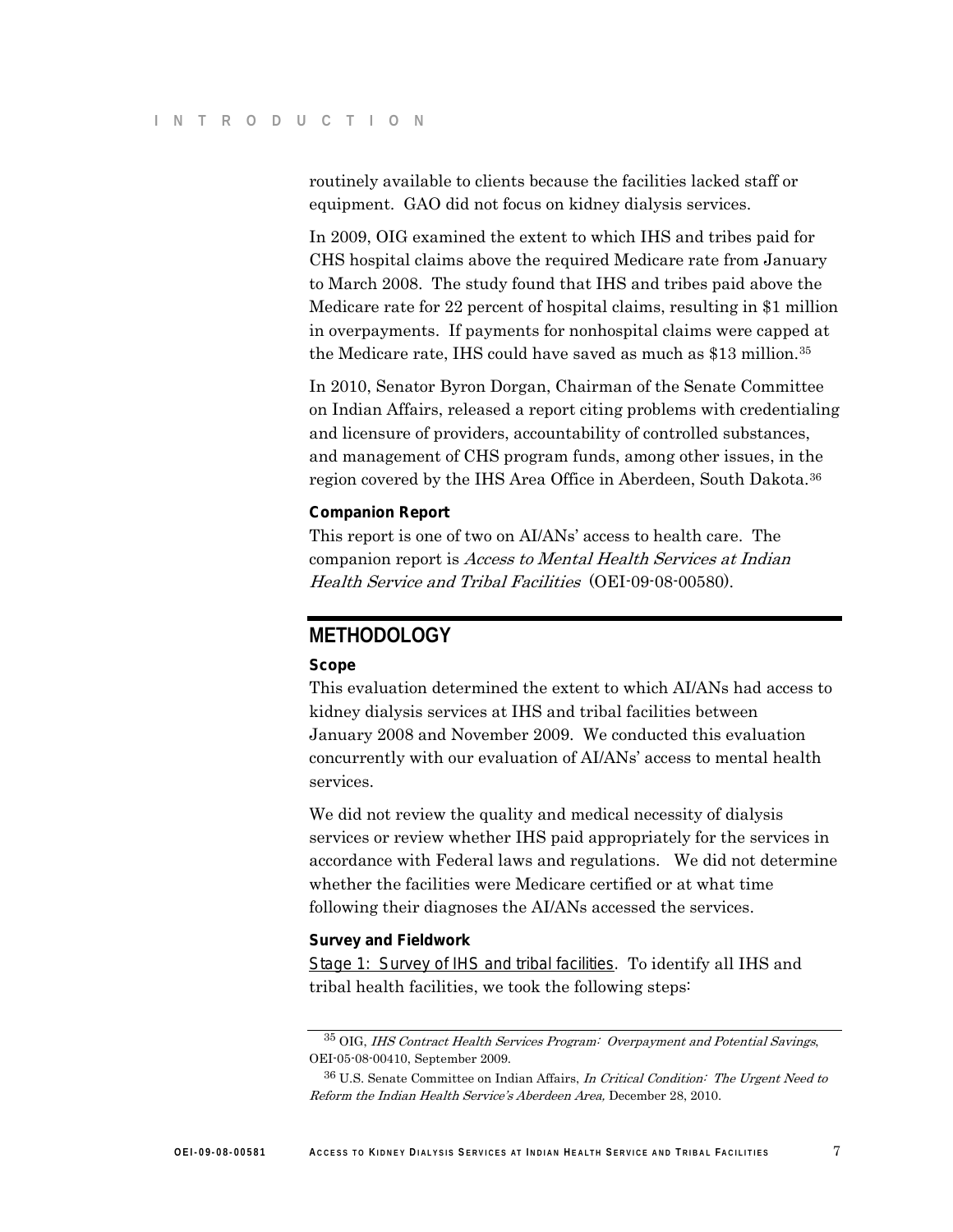routinely available to clients because the facilities lacked staff or equipment. GAO did not focus on kidney dialysis services.

In 2009, OIG examined the extent to which IHS and tribes paid for CHS hospital claims above the required Medicare rate from January to March 2008. The study found that IHS and tribes paid above the Medicare rate for 22 percent of hospital claims, resulting in $1 million in overpayments. If payments for nonhospital claims were capped at the Medicare rate, IHS could have saved as much as $13 million.[35]

In 2010, Senator Byron Dorgan, Chairman of the Senate Committee on Indian Affairs, released a report citing problems with credentialing and licensure of providers, accountability of controlled substances, and management of CHS program funds, among other issues, in the region covered by the IHS Area Office in Aberdeen, South Dakota.[36]

**Companion Report**

This report is one of two on AI/ANs' access to health care. The companion report is *Access to Mental Health Services at Indian Health Service and Tribal Facilities* (OEI-09-08-00580).

## METHODOLOGY

**Scope**

This evaluation determined the extent to which AI/ANs had access to kidney dialysis services at IHS and tribal facilities between January 2008 and November 2009. We conducted this evaluation concurrently with our evaluation of AI/ANs' access to mental health services.

We did not review the quality and medical necessity of dialysis services or review whether IHS paid appropriately for the services in accordance with Federal laws and regulations. We did not determine whether the facilities were Medicare certified or at what time following their diagnoses the AI/ANs accessed the services.

**Survey and Fieldwork**

Stage 1: Survey of IHS and tribal facilities. To identify all IHS and tribal health facilities, we took the following steps:

---

[35] OIG, *IHS Contract Health Services Program: Overpayment and Potential Savings*, OEI-05-08-00410, September 2009.

[36] U.S. Senate Committee on Indian Affairs, *In Critical Condition: The Urgent Need to Reform the Indian Health Service's Aberdeen Area,* December 28, 2010.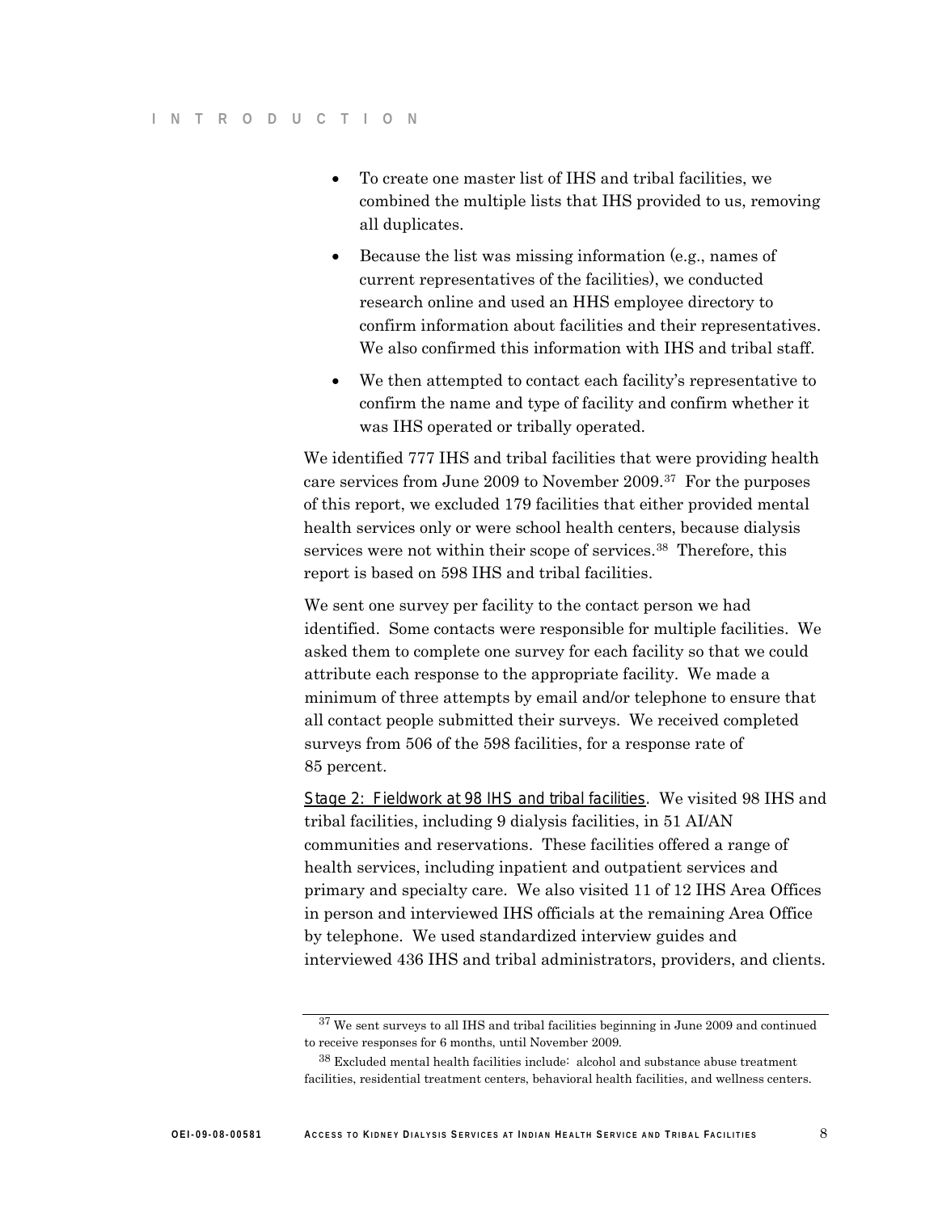- To create one master list of IHS and tribal facilities, we combined the multiple lists that IHS provided to us, removing all duplicates.
- Because the list was missing information (e.g., names of current representatives of the facilities), we conducted research online and used an HHS employee directory to confirm information about facilities and their representatives. We also confirmed this information with IHS and tribal staff.
- We then attempted to contact each facility's representative to confirm the name and type of facility and confirm whether it was IHS operated or tribally operated.

We identified 777 IHS and tribal facilities that were providing health care services from June 2009 to November 2009.[37] For the purposes of this report, we excluded 179 facilities that either provided mental health services only or were school health centers, because dialysis services were not within their scope of services.[38] Therefore, this report is based on 598 IHS and tribal facilities.

We sent one survey per facility to the contact person we had identified. Some contacts were responsible for multiple facilities. We asked them to complete one survey for each facility so that we could attribute each response to the appropriate facility. We made a minimum of three attempts by email and/or telephone to ensure that all contact people submitted their surveys. We received completed surveys from 506 of the 598 facilities, for a response rate of 85 percent.

*Stage 2: Fieldwork at 98 IHS and tribal facilities*. We visited 98 IHS and tribal facilities, including 9 dialysis facilities, in 51 AI/AN communities and reservations. These facilities offered a range of health services, including inpatient and outpatient services and primary and specialty care. We also visited 11 of 12 IHS Area Offices in person and interviewed IHS officials at the remaining Area Office by telephone. We used standardized interview guides and interviewed 436 IHS and tribal administrators, providers, and clients.

---

[37] We sent surveys to all IHS and tribal facilities beginning in June 2009 and continued to receive responses for 6 months, until November 2009.

[38] Excluded mental health facilities include: alcohol and substance abuse treatment facilities, residential treatment centers, behavioral health facilities, and wellness centers.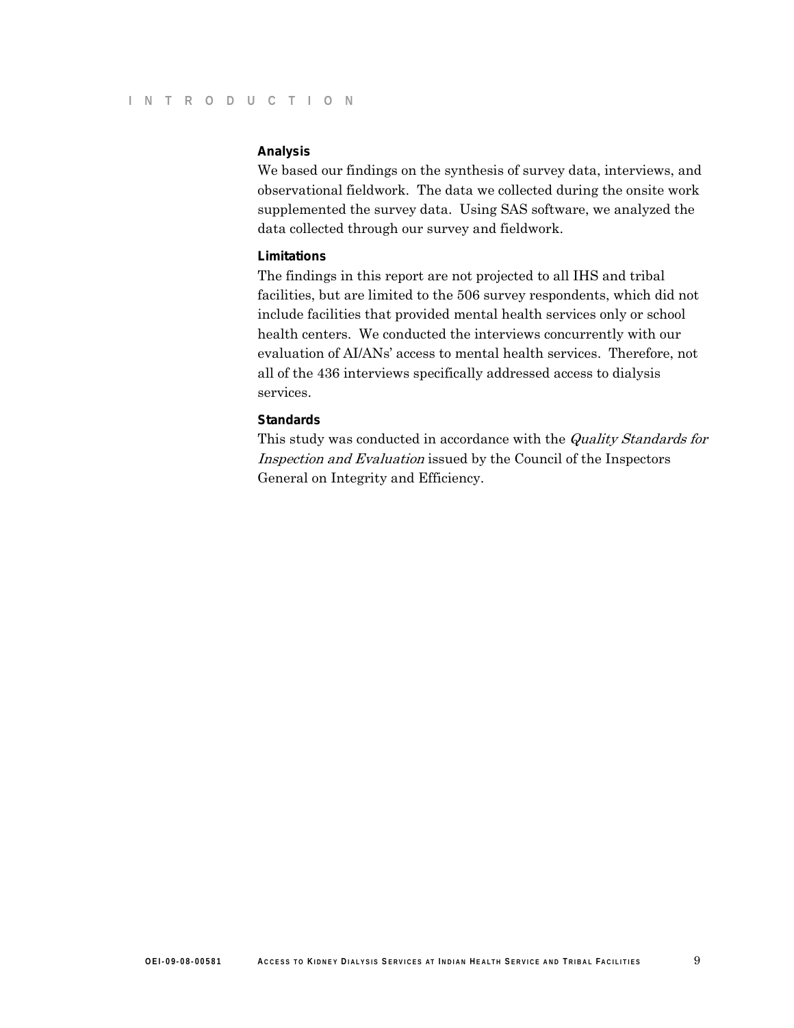### Analysis

We based our findings on the synthesis of survey data, interviews, and observational fieldwork. The data we collected during the onsite work supplemented the survey data. Using SAS software, we analyzed the data collected through our survey and fieldwork.

### Limitations

The findings in this report are not projected to all IHS and tribal facilities, but are limited to the 506 survey respondents, which did not include facilities that provided mental health services only or school health centers. We conducted the interviews concurrently with our evaluation of AI/ANs' access to mental health services. Therefore, not all of the 436 interviews specifically addressed access to dialysis services.

### Standards

This study was conducted in accordance with the *Quality Standards for Inspection and Evaluation* issued by the Council of the Inspectors General on Integrity and Efficiency.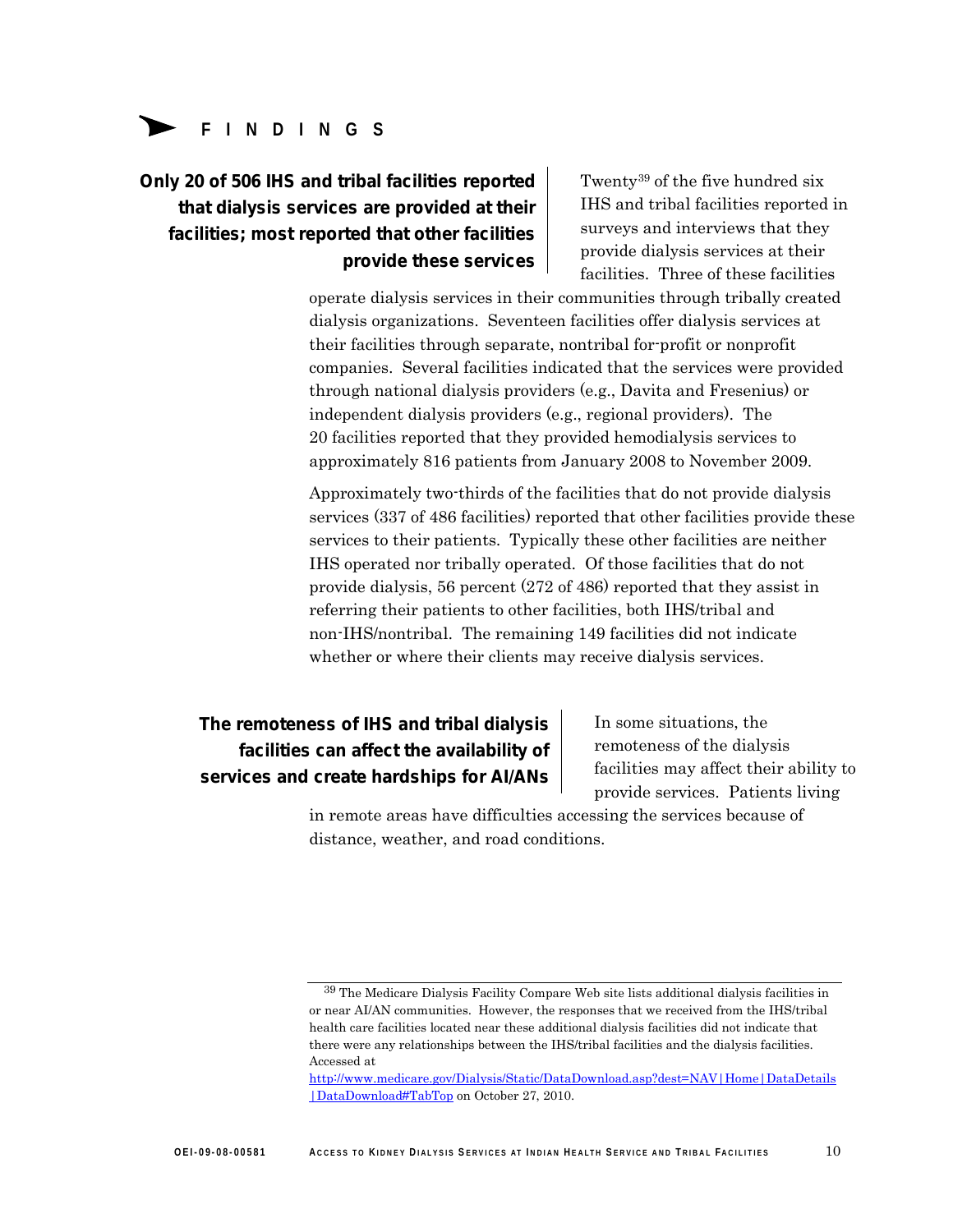# FINDINGS

### Only 20 of 506 IHS and tribal facilities reported that dialysis services are provided at their facilities; most reported that other facilities provide these services

Twenty[39] of the five hundred six IHS and tribal facilities reported in surveys and interviews that they provide dialysis services at their facilities. Three of these facilities operate dialysis services in their communities through tribally created dialysis organizations. Seventeen facilities offer dialysis services at their facilities through separate, nontribal for-profit or nonprofit companies. Several facilities indicated that the services were provided through national dialysis providers (e.g., Davita and Fresenius) or independent dialysis providers (e.g., regional providers). The 20 facilities reported that they provided hemodialysis services to approximately 816 patients from January 2008 to November 2009.

Approximately two-thirds of the facilities that do not provide dialysis services (337 of 486 facilities) reported that other facilities provide these services to their patients. Typically these other facilities are neither IHS operated nor tribally operated. Of those facilities that do not provide dialysis, 56 percent (272 of 486) reported that they assist in referring their patients to other facilities, both IHS/tribal and non-IHS/nontribal. The remaining 149 facilities did not indicate whether or where their clients may receive dialysis services.

### The remoteness of IHS and tribal dialysis facilities can affect the availability of services and create hardships for AI/ANs

In some situations, the remoteness of the dialysis facilities may affect their ability to provide services. Patients living in remote areas have difficulties accessing the services because of distance, weather, and road conditions.

---

[39] The Medicare Dialysis Facility Compare Web site lists additional dialysis facilities in or near AI/AN communities. However, the responses that we received from the IHS/tribal health care facilities located near these additional dialysis facilities did not indicate that there were any relationships between the IHS/tribal facilities and the dialysis facilities. Accessed at http://www.medicare.gov/Dialysis/Static/DataDownload.asp?dest=NAV|Home|DataDetails|DataDownload#TabTop on October 27, 2010.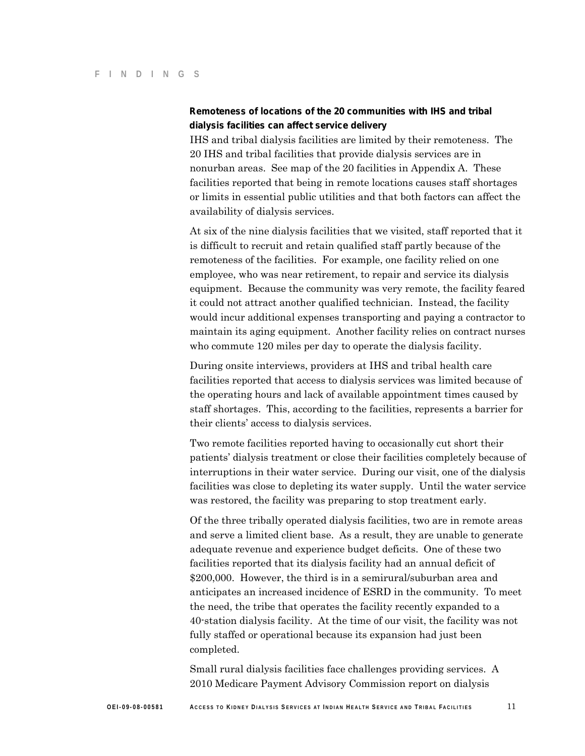### Remoteness of locations of the 20 communities with IHS and tribal dialysis facilities can affect service delivery

IHS and tribal dialysis facilities are limited by their remoteness. The 20 IHS and tribal facilities that provide dialysis services are in nonurban areas. See map of the 20 facilities in Appendix A. These facilities reported that being in remote locations causes staff shortages or limits in essential public utilities and that both factors can affect the availability of dialysis services.

At six of the nine dialysis facilities that we visited, staff reported that it is difficult to recruit and retain qualified staff partly because of the remoteness of the facilities. For example, one facility relied on one employee, who was near retirement, to repair and service its dialysis equipment. Because the community was very remote, the facility feared it could not attract another qualified technician. Instead, the facility would incur additional expenses transporting and paying a contractor to maintain its aging equipment. Another facility relies on contract nurses who commute 120 miles per day to operate the dialysis facility.

During onsite interviews, providers at IHS and tribal health care facilities reported that access to dialysis services was limited because of the operating hours and lack of available appointment times caused by staff shortages. This, according to the facilities, represents a barrier for their clients' access to dialysis services.

Two remote facilities reported having to occasionally cut short their patients' dialysis treatment or close their facilities completely because of interruptions in their water service. During our visit, one of the dialysis facilities was close to depleting its water supply. Until the water service was restored, the facility was preparing to stop treatment early.

Of the three tribally operated dialysis facilities, two are in remote areas and serve a limited client base. As a result, they are unable to generate adequate revenue and experience budget deficits. One of these two facilities reported that its dialysis facility had an annual deficit of $200,000. However, the third is in a semirural/suburban area and anticipates an increased incidence of ESRD in the community. To meet the need, the tribe that operates the facility recently expanded to a 40-station dialysis facility. At the time of our visit, the facility was not fully staffed or operational because its expansion had just been completed.

Small rural dialysis facilities face challenges providing services. A 2010 Medicare Payment Advisory Commission report on dialysis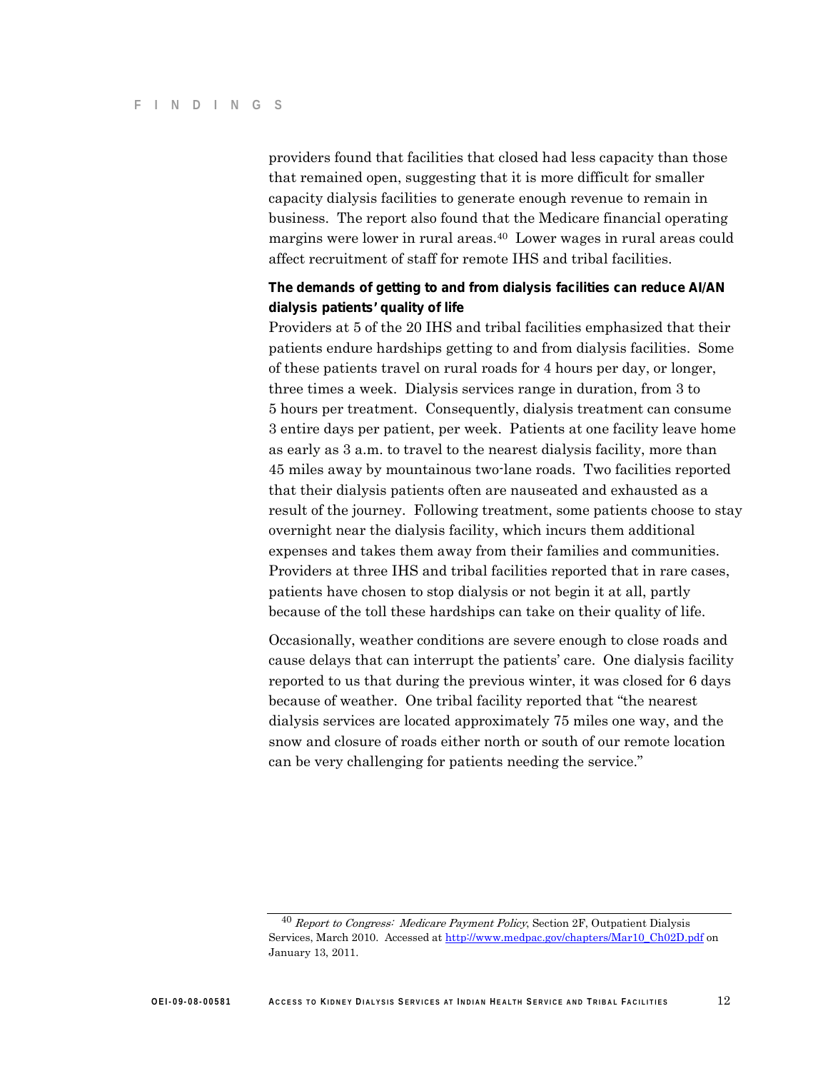providers found that facilities that closed had less capacity than those that remained open, suggesting that it is more difficult for smaller capacity dialysis facilities to generate enough revenue to remain in business. The report also found that the Medicare financial operating margins were lower in rural areas.[40] Lower wages in rural areas could affect recruitment of staff for remote IHS and tribal facilities.

**The demands of getting to and from dialysis facilities can reduce AI/AN dialysis patients' quality of life**

Providers at 5 of the 20 IHS and tribal facilities emphasized that their patients endure hardships getting to and from dialysis facilities. Some of these patients travel on rural roads for 4 hours per day, or longer, three times a week. Dialysis services range in duration, from 3 to 5 hours per treatment. Consequently, dialysis treatment can consume 3 entire days per patient, per week. Patients at one facility leave home as early as 3 a.m. to travel to the nearest dialysis facility, more than 45 miles away by mountainous two-lane roads. Two facilities reported that their dialysis patients often are nauseated and exhausted as a result of the journey. Following treatment, some patients choose to stay overnight near the dialysis facility, which incurs them additional expenses and takes them away from their families and communities. Providers at three IHS and tribal facilities reported that in rare cases, patients have chosen to stop dialysis or not begin it at all, partly because of the toll these hardships can take on their quality of life.

Occasionally, weather conditions are severe enough to close roads and cause delays that can interrupt the patients' care. One dialysis facility reported to us that during the previous winter, it was closed for 6 days because of weather. One tribal facility reported that "the nearest dialysis services are located approximately 75 miles one way, and the snow and closure of roads either north or south of our remote location can be very challenging for patients needing the service."

---

[40] *Report to Congress: Medicare Payment Policy*, Section 2F, Outpatient Dialysis Services, March 2010. Accessed at http://www.medpac.gov/chapters/Mar10_Ch02D.pdf on January 13, 2011.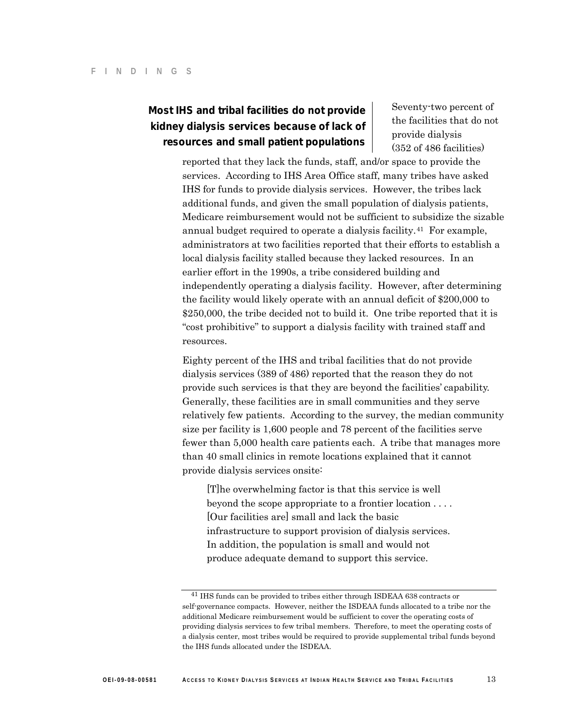### Most IHS and tribal facilities do not provide kidney dialysis services because of lack of resources and small patient populations

Seventy-two percent of the facilities that do not provide dialysis (352 of 486 facilities) reported that they lack the funds, staff, and/or space to provide the services. According to IHS Area Office staff, many tribes have asked IHS for funds to provide dialysis services. However, the tribes lack additional funds, and given the small population of dialysis patients, Medicare reimbursement would not be sufficient to subsidize the sizable annual budget required to operate a dialysis facility.[41] For example, administrators at two facilities reported that their efforts to establish a local dialysis facility stalled because they lacked resources. In an earlier effort in the 1990s, a tribe considered building and independently operating a dialysis facility. However, after determining the facility would likely operate with an annual deficit of $200,000 to $250,000, the tribe decided not to build it. One tribe reported that it is "cost prohibitive" to support a dialysis facility with trained staff and resources.

Eighty percent of the IHS and tribal facilities that do not provide dialysis services (389 of 486) reported that the reason they do not provide such services is that they are beyond the facilities' capability. Generally, these facilities are in small communities and they serve relatively few patients. According to the survey, the median community size per facility is 1,600 people and 78 percent of the facilities serve fewer than 5,000 health care patients each. A tribe that manages more than 40 small clinics in remote locations explained that it cannot provide dialysis services onsite:

> [T]he overwhelming factor is that this service is well beyond the scope appropriate to a frontier location . . . . [Our facilities are] small and lack the basic infrastructure to support provision of dialysis services. In addition, the population is small and would not produce adequate demand to support this service.

---

[41] IHS funds can be provided to tribes either through ISDEAA 638 contracts or self-governance compacts. However, neither the ISDEAA funds allocated to a tribe nor the additional Medicare reimbursement would be sufficient to cover the operating costs of providing dialysis services to few tribal members. Therefore, to meet the operating costs of a dialysis center, most tribes would be required to provide supplemental tribal funds beyond the IHS funds allocated under the ISDEAA.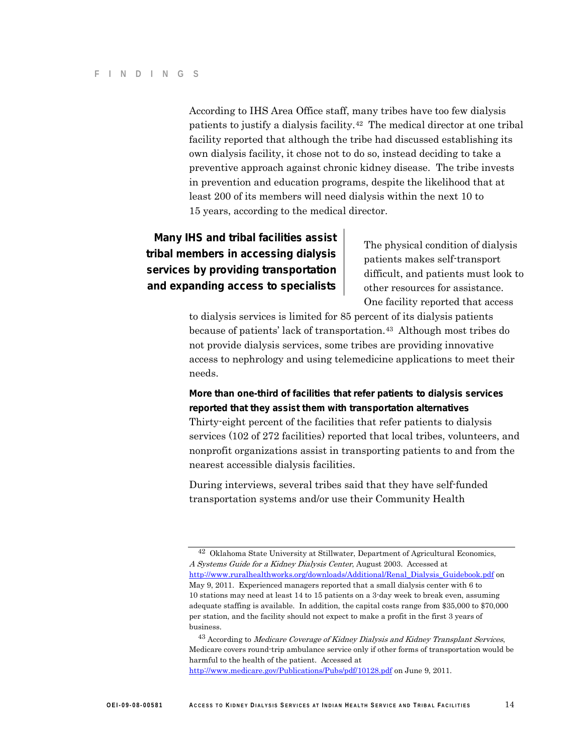According to IHS Area Office staff, many tribes have too few dialysis patients to justify a dialysis facility.[42] The medical director at one tribal facility reported that although the tribe had discussed establishing its own dialysis facility, it chose not to do so, instead deciding to take a preventive approach against chronic kidney disease. The tribe invests in prevention and education programs, despite the likelihood that at least 200 of its members will need dialysis within the next 10 to 15 years, according to the medical director.

## Many IHS and tribal facilities assist tribal members in accessing dialysis services by providing transportation and expanding access to specialists

The physical condition of dialysis patients makes self-transport difficult, and patients must look to other resources for assistance. One facility reported that access to dialysis services is limited for 85 percent of its dialysis patients because of patients' lack of transportation.[43] Although most tribes do not provide dialysis services, some tribes are providing innovative access to nephrology and using telemedicine applications to meet their needs.

### More than one-third of facilities that refer patients to dialysis services reported that they assist them with transportation alternatives

Thirty-eight percent of the facilities that refer patients to dialysis services (102 of 272 facilities) reported that local tribes, volunteers, and nonprofit organizations assist in transporting patients to and from the nearest accessible dialysis facilities.

During interviews, several tribes said that they have self-funded transportation systems and/or use their Community Health

---

[42] Oklahoma State University at Stillwater, Department of Agricultural Economics, *A Systems Guide for a Kidney Dialysis Center*, August 2003. Accessed at http://www.ruralhealthworks.org/downloads/Additional/Renal_Dialysis_Guidebook.pdf on May 9, 2011. Experienced managers reported that a small dialysis center with 6 to 10 stations may need at least 14 to 15 patients on a 3-day week to break even, assuming adequate staffing is available. In addition, the capital costs range from $35,000 to $70,000 per station, and the facility should not expect to make a profit in the first 3 years of business.

[43] According to *Medicare Coverage of Kidney Dialysis and Kidney Transplant Services*, Medicare covers round-trip ambulance service only if other forms of transportation would be harmful to the health of the patient. Accessed at http://www.medicare.gov/Publications/Pubs/pdf/10128.pdf on June 9, 2011.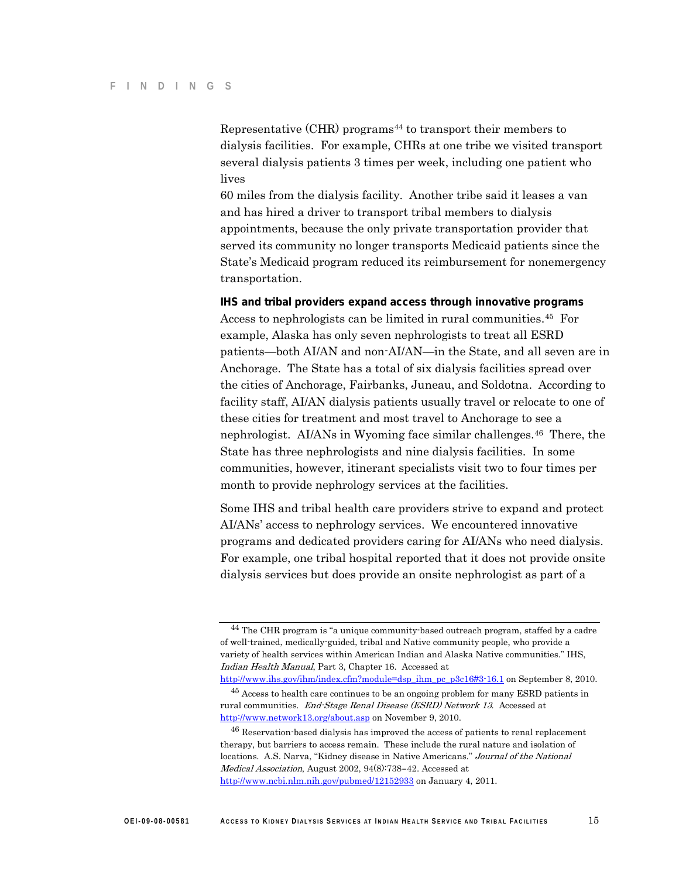Representative (CHR) programs[44] to transport their members to dialysis facilities. For example, CHRs at one tribe we visited transport several dialysis patients 3 times per week, including one patient who lives 60 miles from the dialysis facility. Another tribe said it leases a van and has hired a driver to transport tribal members to dialysis appointments, because the only private transportation provider that served its community no longer transports Medicaid patients since the State's Medicaid program reduced its reimbursement for nonemergency transportation.

**IHS and tribal providers expand access through innovative programs**

Access to nephrologists can be limited in rural communities.[45] For example, Alaska has only seven nephrologists to treat all ESRD patients—both AI/AN and non-AI/AN—in the State, and all seven are in Anchorage. The State has a total of six dialysis facilities spread over the cities of Anchorage, Fairbanks, Juneau, and Soldotna. According to facility staff, AI/AN dialysis patients usually travel or relocate to one of these cities for treatment and most travel to Anchorage to see a nephrologist. AI/ANs in Wyoming face similar challenges.[46] There, the State has three nephrologists and nine dialysis facilities. In some communities, however, itinerant specialists visit two to four times per month to provide nephrology services at the facilities.

Some IHS and tribal health care providers strive to expand and protect AI/ANs' access to nephrology services. We encountered innovative programs and dedicated providers caring for AI/ANs who need dialysis. For example, one tribal hospital reported that it does not provide onsite dialysis services but does provide an onsite nephrologist as part of a

---

[44] The CHR program is "a unique community-based outreach program, staffed by a cadre of well-trained, medically-guided, tribal and Native community people, who provide a variety of health services within American Indian and Alaska Native communities." IHS, *Indian Health Manual*, Part 3, Chapter 16. Accessed at http://www.ihs.gov/ihm/index.cfm?module=dsp_ihm_pc_p3c16#3-16.1 on September 8, 2010.

[45] Access to health care continues to be an ongoing problem for many ESRD patients in rural communities. *End-Stage Renal Disease (ESRD) Network 13*. Accessed at http://www.network13.org/about.asp on November 9, 2010.

[46] Reservation-based dialysis has improved the access of patients to renal replacement therapy, but barriers to access remain. These include the rural nature and isolation of locations. A.S. Narva, "Kidney disease in Native Americans." *Journal of the National Medical Association*, August 2002, 94(8):738–42. Accessed at http://www.ncbi.nlm.nih.gov/pubmed/12152933 on January 4, 2011.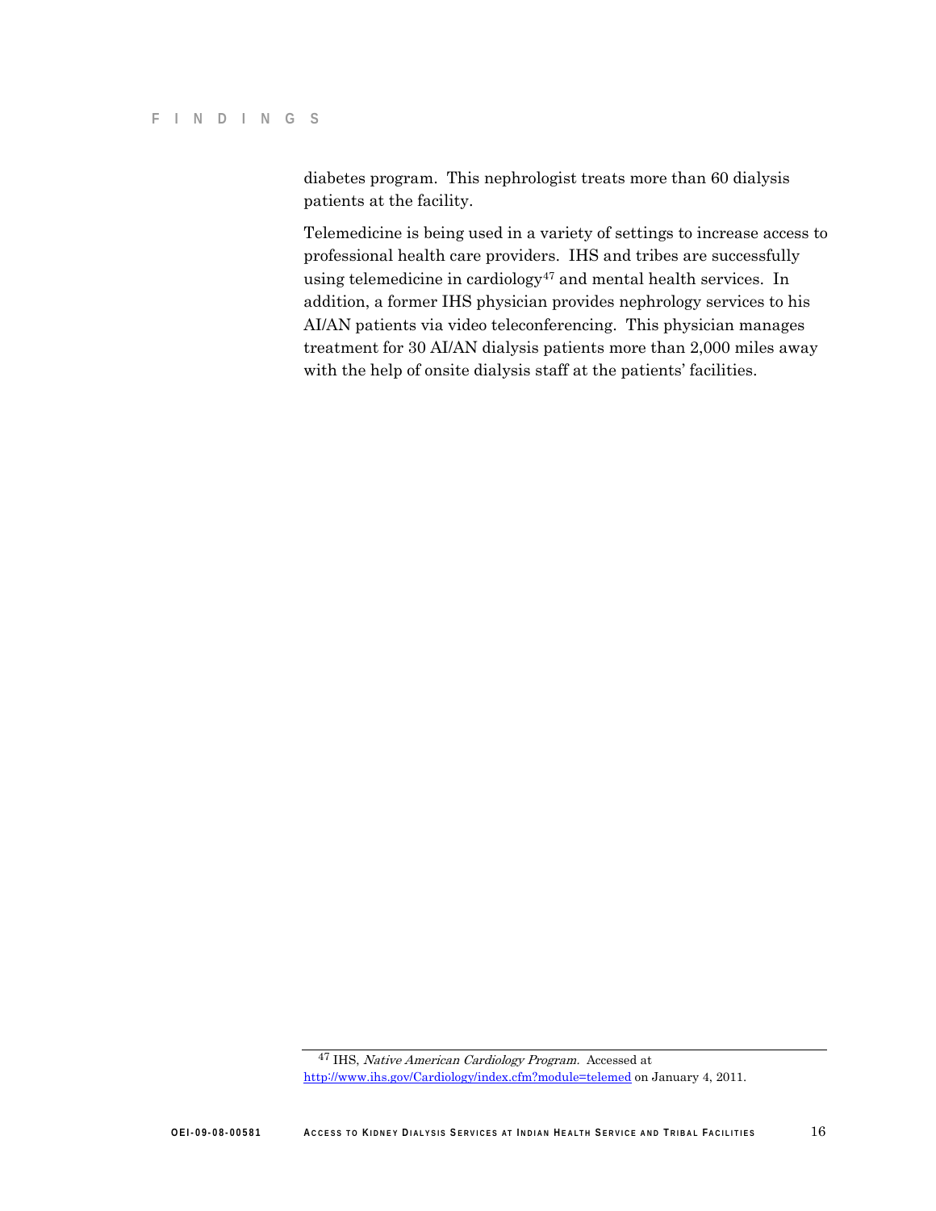diabetes program. This nephrologist treats more than 60 dialysis patients at the facility.

Telemedicine is being used in a variety of settings to increase access to professional health care providers. IHS and tribes are successfully using telemedicine in cardiology[47] and mental health services. In addition, a former IHS physician provides nephrology services to his AI/AN patients via video teleconferencing. This physician manages treatment for 30 AI/AN dialysis patients more than 2,000 miles away with the help of onsite dialysis staff at the patients' facilities.

---

[47] IHS, *Native American Cardiology Program.* Accessed at http://www.ihs.gov/Cardiology/index.cfm?module=telemed on January 4, 2011.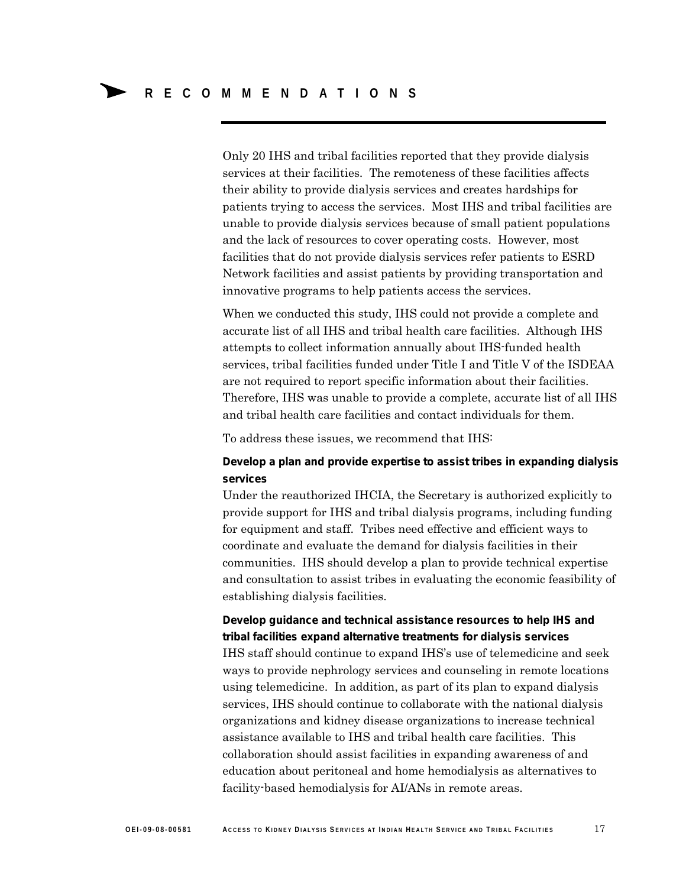# RECOMMENDATIONS

Only 20 IHS and tribal facilities reported that they provide dialysis services at their facilities. The remoteness of these facilities affects their ability to provide dialysis services and creates hardships for patients trying to access the services. Most IHS and tribal facilities are unable to provide dialysis services because of small patient populations and the lack of resources to cover operating costs. However, most facilities that do not provide dialysis services refer patients to ESRD Network facilities and assist patients by providing transportation and innovative programs to help patients access the services.

When we conducted this study, IHS could not provide a complete and accurate list of all IHS and tribal health care facilities. Although IHS attempts to collect information annually about IHS-funded health services, tribal facilities funded under Title I and Title V of the ISDEAA are not required to report specific information about their facilities. Therefore, IHS was unable to provide a complete, accurate list of all IHS and tribal health care facilities and contact individuals for them.

To address these issues, we recommend that IHS:

**Develop a plan and provide expertise to assist tribes in expanding dialysis services**

Under the reauthorized IHCIA, the Secretary is authorized explicitly to provide support for IHS and tribal dialysis programs, including funding for equipment and staff. Tribes need effective and efficient ways to coordinate and evaluate the demand for dialysis facilities in their communities. IHS should develop a plan to provide technical expertise and consultation to assist tribes in evaluating the economic feasibility of establishing dialysis facilities.

**Develop guidance and technical assistance resources to help IHS and tribal facilities expand alternative treatments for dialysis services**

IHS staff should continue to expand IHS's use of telemedicine and seek ways to provide nephrology services and counseling in remote locations using telemedicine. In addition, as part of its plan to expand dialysis services, IHS should continue to collaborate with the national dialysis organizations and kidney disease organizations to increase technical assistance available to IHS and tribal health care facilities. This collaboration should assist facilities in expanding awareness of and education about peritoneal and home hemodialysis as alternatives to facility-based hemodialysis for AI/ANs in remote areas.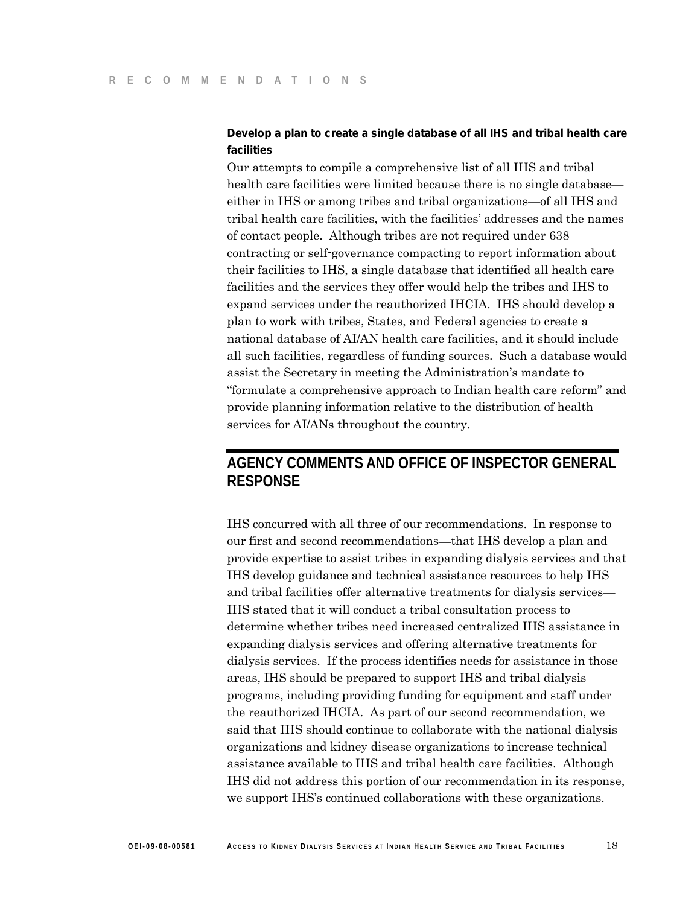**Develop a plan to create a single database of all IHS and tribal health care facilities**

Our attempts to compile a comprehensive list of all IHS and tribal health care facilities were limited because there is no single database—either in IHS or among tribes and tribal organizations—of all IHS and tribal health care facilities, with the facilities' addresses and the names of contact people. Although tribes are not required under 638 contracting or self-governance compacting to report information about their facilities to IHS, a single database that identified all health care facilities and the services they offer would help the tribes and IHS to expand services under the reauthorized IHCIA. IHS should develop a plan to work with tribes, States, and Federal agencies to create a national database of AI/AN health care facilities, and it should include all such facilities, regardless of funding sources. Such a database would assist the Secretary in meeting the Administration's mandate to "formulate a comprehensive approach to Indian health care reform" and provide planning information relative to the distribution of health services for AI/ANs throughout the country.

## AGENCY COMMENTS AND OFFICE OF INSPECTOR GENERAL RESPONSE

IHS concurred with all three of our recommendations. In response to our first and second recommendations—that IHS develop a plan and provide expertise to assist tribes in expanding dialysis services and that IHS develop guidance and technical assistance resources to help IHS and tribal facilities offer alternative treatments for dialysis services—IHS stated that it will conduct a tribal consultation process to determine whether tribes need increased centralized IHS assistance in expanding dialysis services and offering alternative treatments for dialysis services. If the process identifies needs for assistance in those areas, IHS should be prepared to support IHS and tribal dialysis programs, including providing funding for equipment and staff under the reauthorized IHCIA. As part of our second recommendation, we said that IHS should continue to collaborate with the national dialysis organizations and kidney disease organizations to increase technical assistance available to IHS and tribal health care facilities. Although IHS did not address this portion of our recommendation in its response, we support IHS's continued collaborations with these organizations.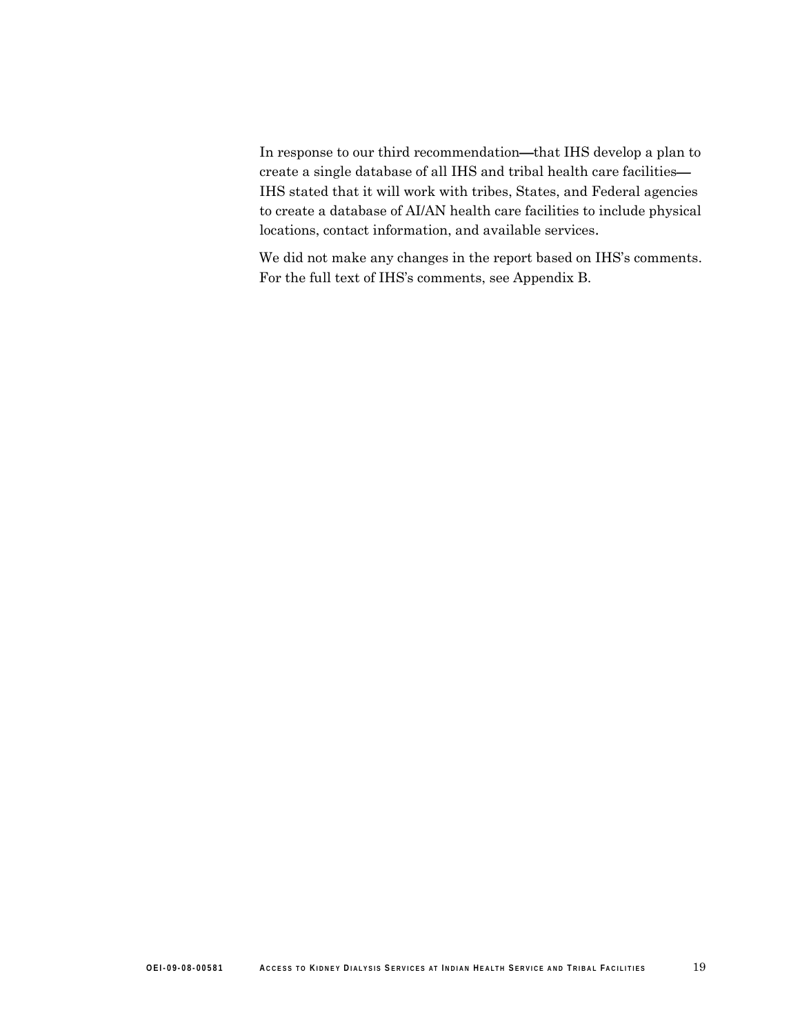In response to our third recommendation—that IHS develop a plan to create a single database of all IHS and tribal health care facilities—IHS stated that it will work with tribes, States, and Federal agencies to create a database of AI/AN health care facilities to include physical locations, contact information, and available services.

We did not make any changes in the report based on IHS's comments. For the full text of IHS's comments, see Appendix B.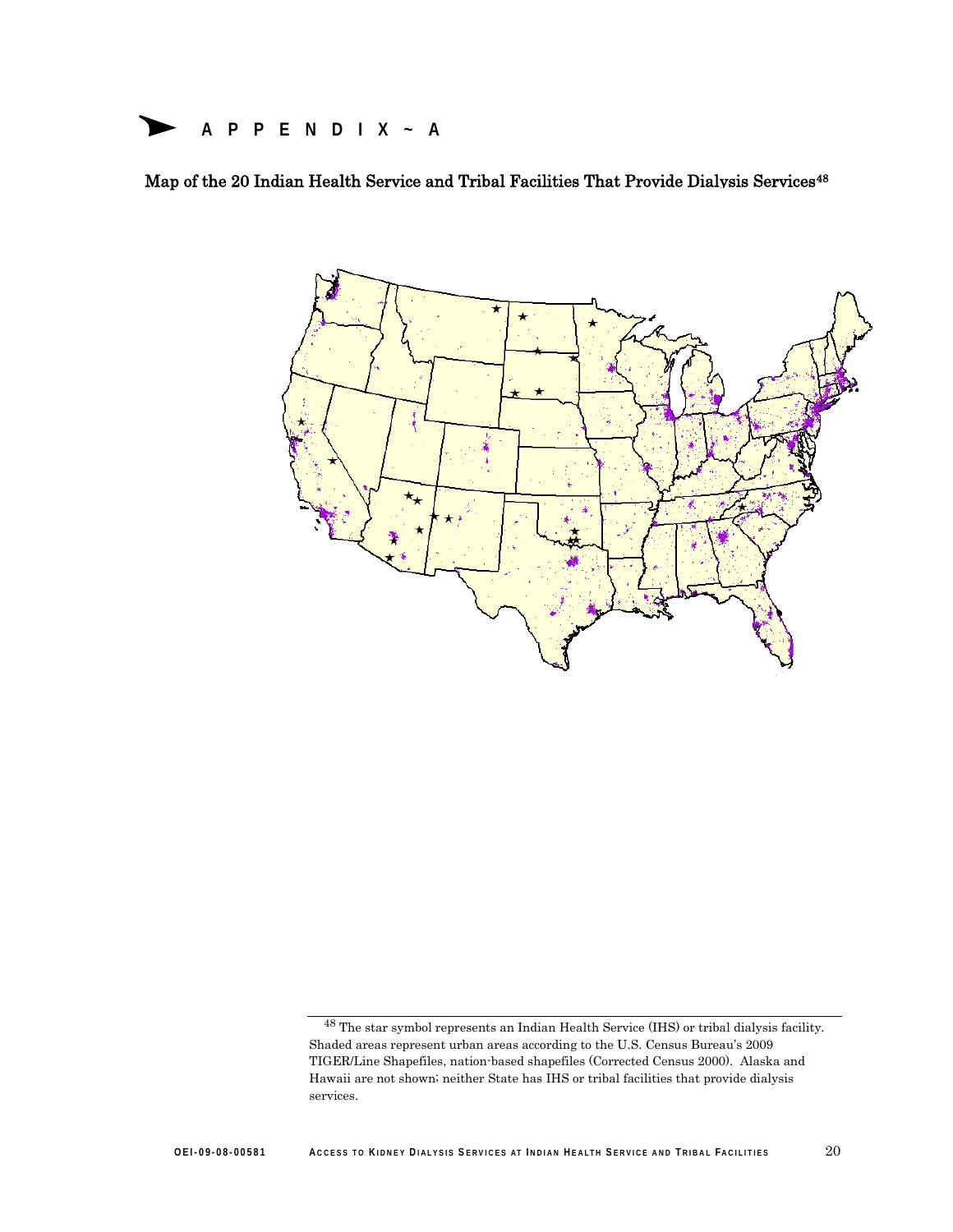# APPENDIX ~ A

**Map of the 20 Indian Health Service and Tribal Facilities That Provide Dialysis Services[48]**

[48] The star symbol represents an Indian Health Service (IHS) or tribal dialysis facility. Shaded areas represent urban areas according to the U.S. Census Bureau's 2009 TIGER/Line Shapefiles, nation-based shapefiles (Corrected Census 2000). Alaska and Hawaii are not shown; neither State has IHS or tribal facilities that provide dialysis services.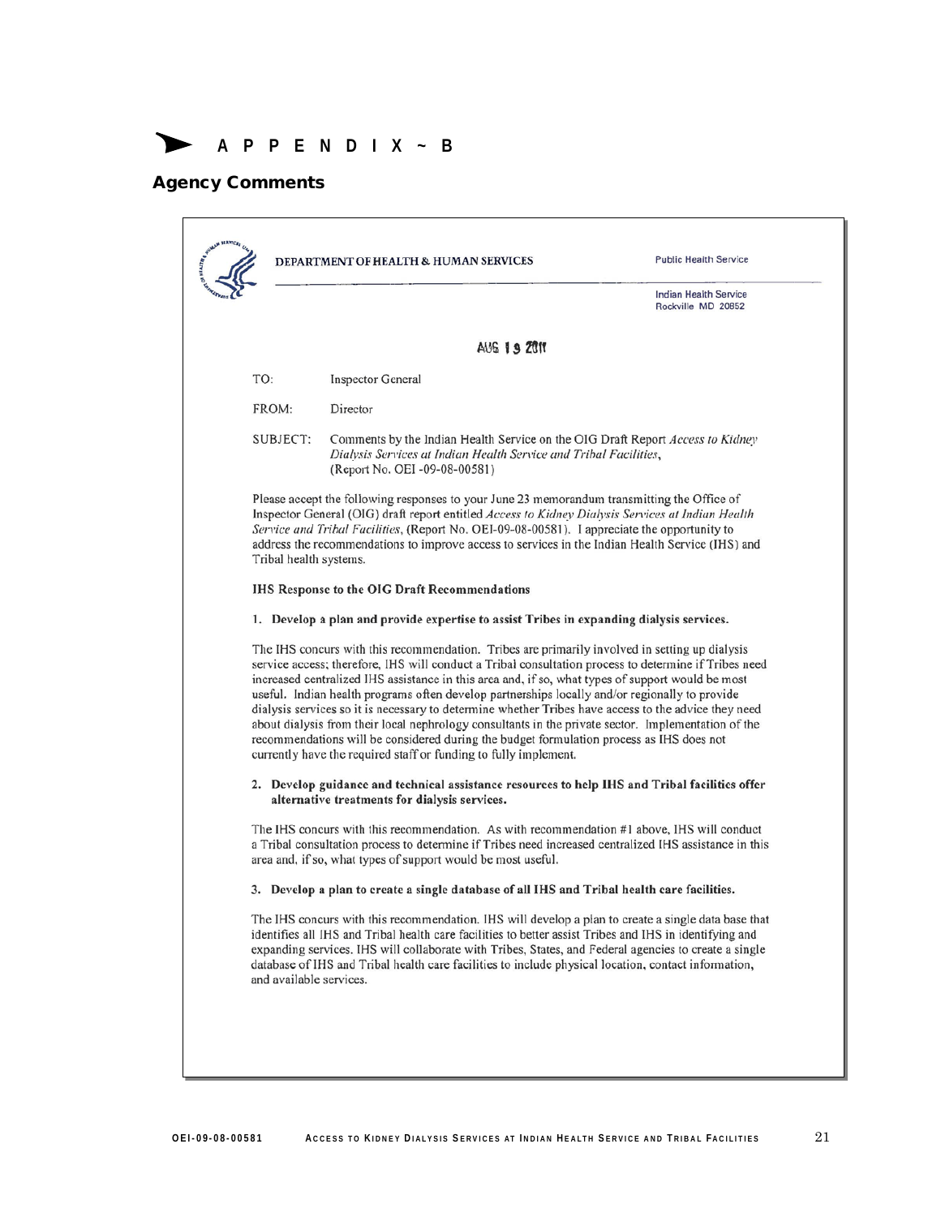# APPENDIX ~ B

## Agency Comments

DEPARTMENT OF HEALTH & HUMAN SERVICES

Public Health Service

Indian Health Service
Rockville MD 20852

AUG 19 2011

TO: Inspector General

FROM: Director

SUBJECT: Comments by the Indian Health Service on the OIG Draft Report *Access to Kidney Dialysis Services at Indian Health Service and Tribal Facilities*, (Report No. OEI -09-08-00581)

Please accept the following responses to your June 23 memorandum transmitting the Office of Inspector General (OIG) draft report entitled *Access to Kidney Dialysis Services at Indian Health Service and Tribal Facilities*, (Report No. OEI-09-08-00581). I appreciate the opportunity to address the recommendations to improve access to services in the Indian Health Service (IHS) and Tribal health systems.

**IHS Response to the OIG Draft Recommendations**

**1. Develop a plan and provide expertise to assist Tribes in expanding dialysis services.**

The IHS concurs with this recommendation. Tribes are primarily involved in setting up dialysis service access; therefore, IHS will conduct a Tribal consultation process to determine if Tribes need increased centralized IHS assistance in this area and, if so, what types of support would be most useful. Indian health programs often develop partnerships locally and/or regionally to provide dialysis services so it is necessary to determine whether Tribes have access to the advice they need about dialysis from their local nephrology consultants in the private sector. Implementation of the recommendations will be considered during the budget formulation process as IHS does not currently have the required staff or funding to fully implement.

**2. Develop guidance and technical assistance resources to help IHS and Tribal facilities offer alternative treatments for dialysis services.**

The IHS concurs with this recommendation. As with recommendation #1 above, IHS will conduct a Tribal consultation process to determine if Tribes need increased centralized IHS assistance in this area and, if so, what types of support would be most useful.

**3. Develop a plan to create a single database of all IHS and Tribal health care facilities.**

The IHS concurs with this recommendation. IHS will develop a plan to create a single data base that identifies all IHS and Tribal health care facilities to better assist Tribes and IHS in identifying and expanding services. IHS will collaborate with Tribes, States, and Federal agencies to create a single database of IHS and Tribal health care facilities to include physical location, contact information, and available services.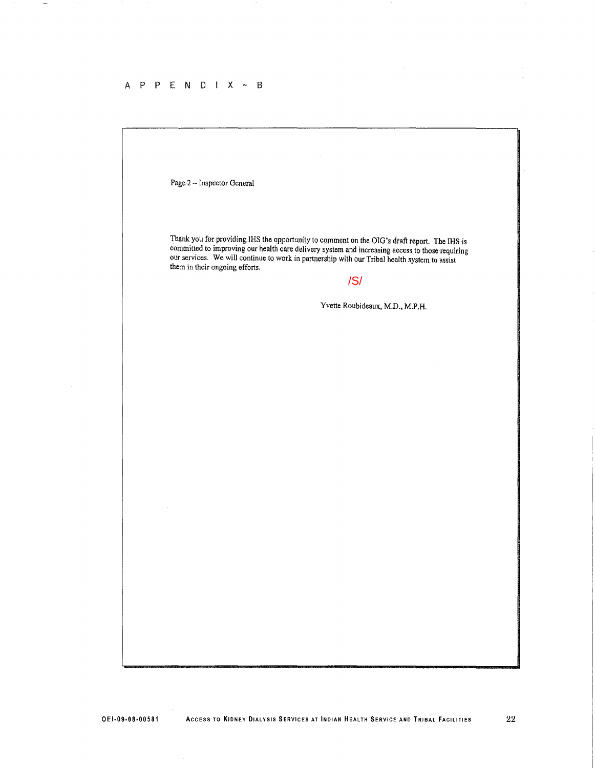# APPENDIX ~ B

Page 2 – Inspector General

Thank you for providing IHS the opportunity to comment on the OIG's draft report. The IHS is committed to improving our health care delivery system and increasing access to those requiring our services. We will continue to work in partnership with our Tribal health system to assist them in their ongoing efforts.

/S/

Yvette Roubideaux, M.D., M.P.H.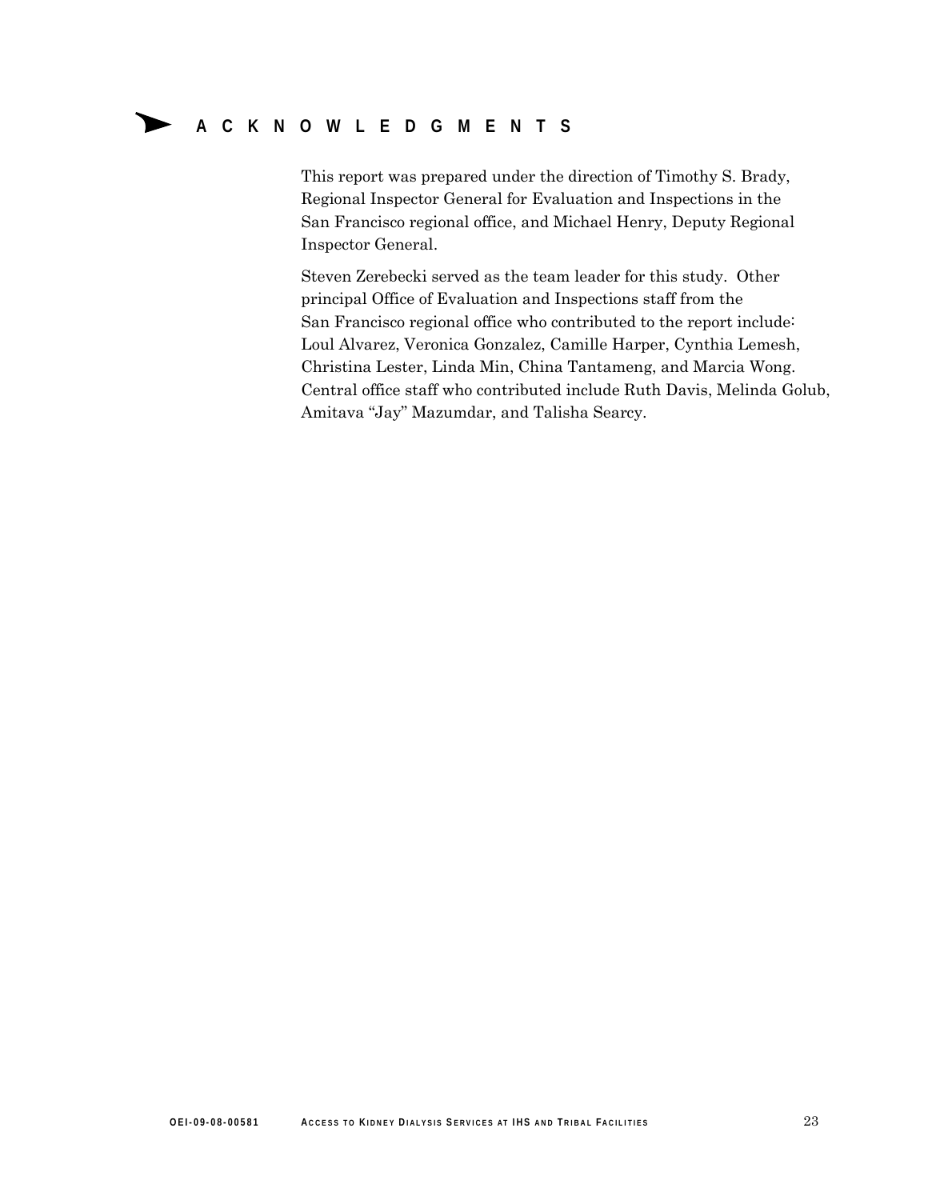# ACKNOWLEDGMENTS

This report was prepared under the direction of Timothy S. Brady, Regional Inspector General for Evaluation and Inspections in the San Francisco regional office, and Michael Henry, Deputy Regional Inspector General.

Steven Zerebecki served as the team leader for this study. Other principal Office of Evaluation and Inspections staff from the San Francisco regional office who contributed to the report include: Loul Alvarez, Veronica Gonzalez, Camille Harper, Cynthia Lemesh, Christina Lester, Linda Min, China Tantameng, and Marcia Wong. Central office staff who contributed include Ruth Davis, Melinda Golub, Amitava "Jay" Mazumdar, and Talisha Searcy.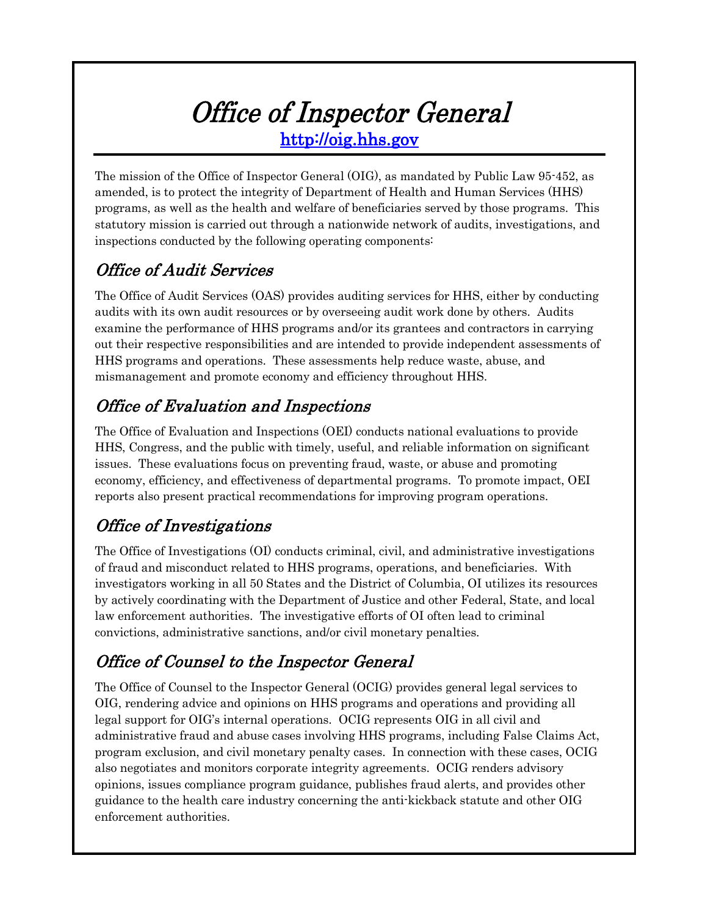# *Office of Inspector General*

http://oig.hhs.gov

The mission of the Office of Inspector General (OIG), as mandated by Public Law 95-452, as amended, is to protect the integrity of Department of Health and Human Services (HHS) programs, as well as the health and welfare of beneficiaries served by those programs. This statutory mission is carried out through a nationwide network of audits, investigations, and inspections conducted by the following operating components:

## *Office of Audit Services*

The Office of Audit Services (OAS) provides auditing services for HHS, either by conducting audits with its own audit resources or by overseeing audit work done by others. Audits examine the performance of HHS programs and/or its grantees and contractors in carrying out their respective responsibilities and are intended to provide independent assessments of HHS programs and operations. These assessments help reduce waste, abuse, and mismanagement and promote economy and efficiency throughout HHS.

## *Office of Evaluation and Inspections*

The Office of Evaluation and Inspections (OEI) conducts national evaluations to provide HHS, Congress, and the public with timely, useful, and reliable information on significant issues. These evaluations focus on preventing fraud, waste, or abuse and promoting economy, efficiency, and effectiveness of departmental programs. To promote impact, OEI reports also present practical recommendations for improving program operations.

## *Office of Investigations*

The Office of Investigations (OI) conducts criminal, civil, and administrative investigations of fraud and misconduct related to HHS programs, operations, and beneficiaries. With investigators working in all 50 States and the District of Columbia, OI utilizes its resources by actively coordinating with the Department of Justice and other Federal, State, and local law enforcement authorities. The investigative efforts of OI often lead to criminal convictions, administrative sanctions, and/or civil monetary penalties.

## *Office of Counsel to the Inspector General*

The Office of Counsel to the Inspector General (OCIG) provides general legal services to OIG, rendering advice and opinions on HHS programs and operations and providing all legal support for OIG's internal operations. OCIG represents OIG in all civil and administrative fraud and abuse cases involving HHS programs, including False Claims Act, program exclusion, and civil monetary penalty cases. In connection with these cases, OCIG also negotiates and monitors corporate integrity agreements. OCIG renders advisory opinions, issues compliance program guidance, publishes fraud alerts, and provides other guidance to the health care industry concerning the anti-kickback statute and other OIG enforcement authorities.